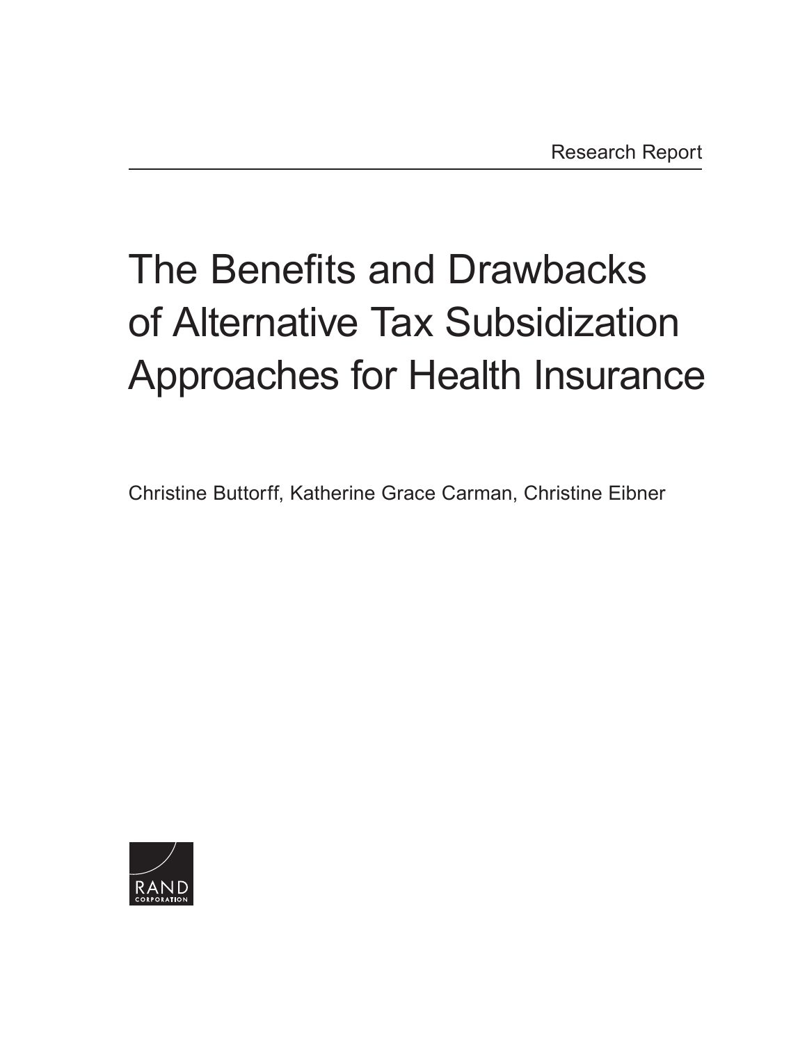Research Report

# The Benefits and Drawbacks of Alternative Tax Subsidization Approaches for Health Insurance

Christine Buttorff, Katherine Grace Carman, Christine Eibner

RAND CORPORATION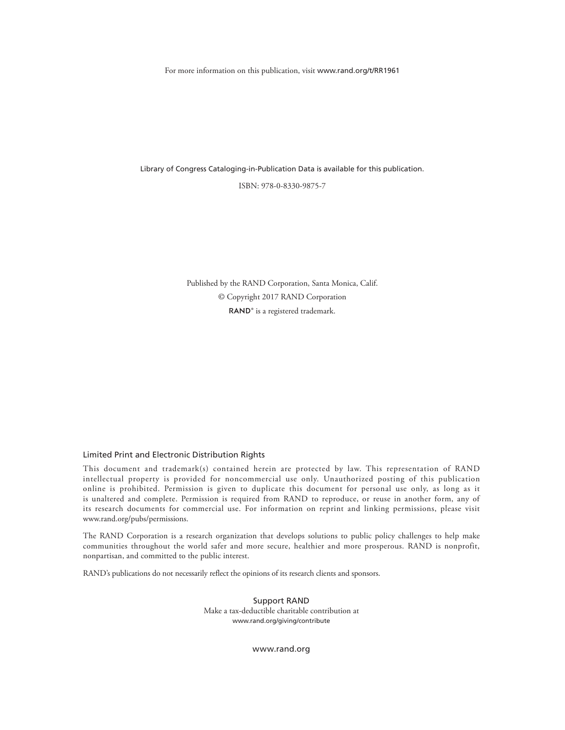For more information on this publication, visit www.rand.org/t/RR1961

Library of Congress Cataloging-in-Publication Data is available for this publication.

ISBN: 978-0-8330-9875-7

Published by the RAND Corporation, Santa Monica, Calif.

© Copyright 2017 RAND Corporation

RAND® is a registered trademark.

### Limited Print and Electronic Distribution Rights

This document and trademark(s) contained herein are protected by law. This representation of RAND intellectual property is provided for noncommercial use only. Unauthorized posting of this publication online is prohibited. Permission is given to duplicate this document for personal use only, as long as it is unaltered and complete. Permission is required from RAND to reproduce, or reuse in another form, any of its research documents for commercial use. For information on reprint and linking permissions, please visit www.rand.org/pubs/permissions.

The RAND Corporation is a research organization that develops solutions to public policy challenges to help make communities throughout the world safer and more secure, healthier and more prosperous. RAND is nonprofit, nonpartisan, and committed to the public interest.

RAND's publications do not necessarily reflect the opinions of its research clients and sponsors.

Support RAND

Make a tax-deductible charitable contribution at
www.rand.org/giving/contribute

www.rand.org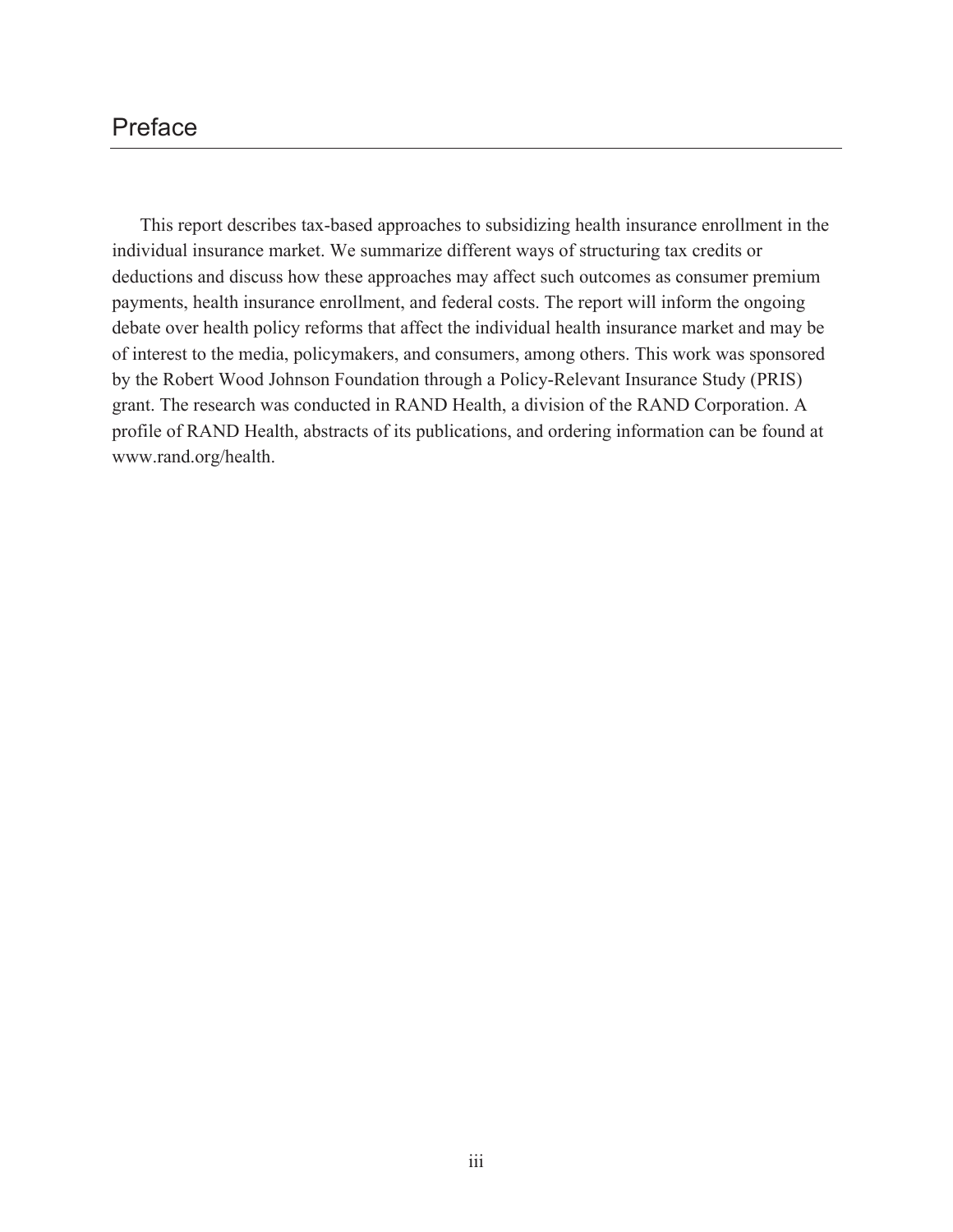# Preface

This report describes tax-based approaches to subsidizing health insurance enrollment in the individual insurance market. We summarize different ways of structuring tax credits or deductions and discuss how these approaches may affect such outcomes as consumer premium payments, health insurance enrollment, and federal costs. The report will inform the ongoing debate over health policy reforms that affect the individual health insurance market and may be of interest to the media, policymakers, and consumers, among others. This work was sponsored by the Robert Wood Johnson Foundation through a Policy-Relevant Insurance Study (PRIS) grant. The research was conducted in RAND Health, a division of the RAND Corporation. A profile of RAND Health, abstracts of its publications, and ordering information can be found at www.rand.org/health.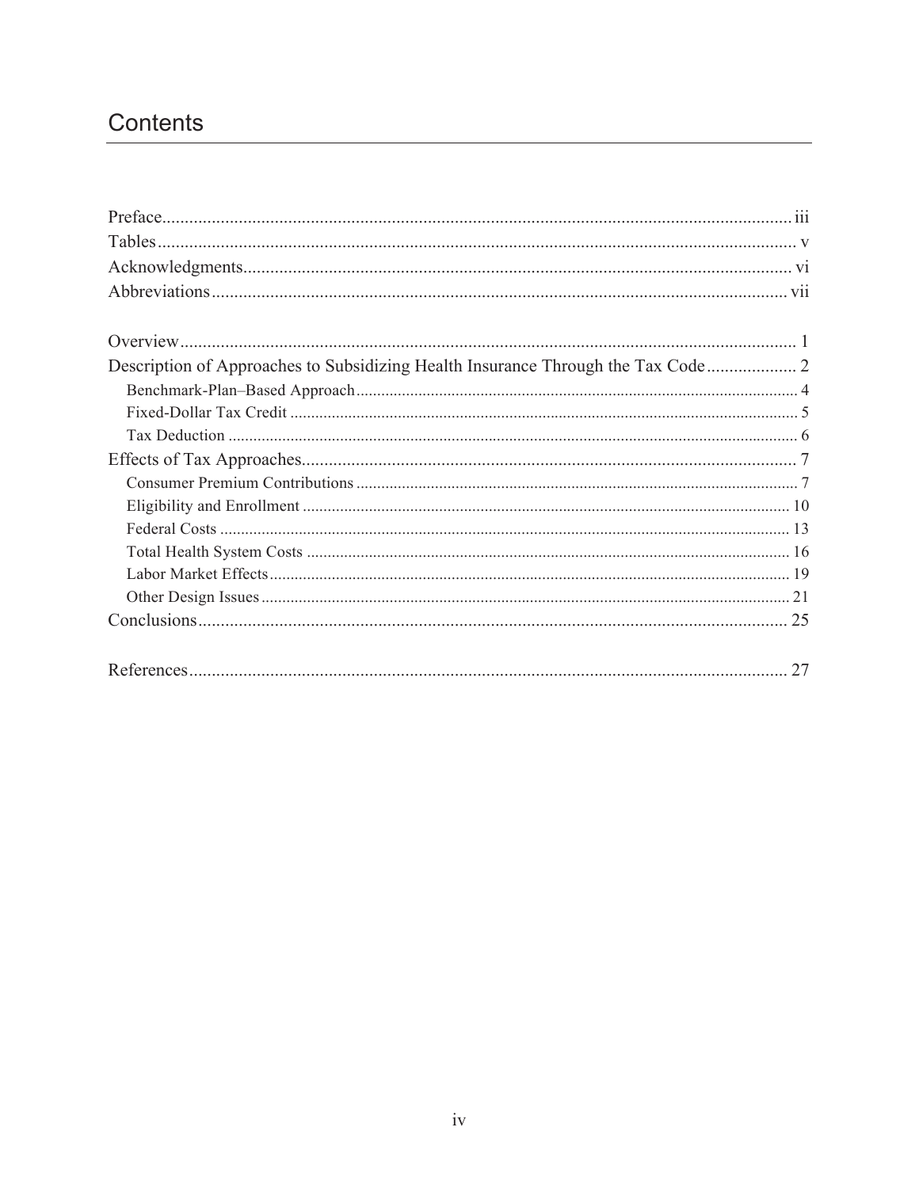# Contents

Preface ... iii
Tables ... v
Acknowledgments ... vi
Abbreviations ... vii

Overview ... 1
Description of Approaches to Subsidizing Health Insurance Through the Tax Code ... 2
- Benchmark-Plan–Based Approach ... 4
- Fixed-Dollar Tax Credit ... 5
- Tax Deduction ... 6

Effects of Tax Approaches ... 7
- Consumer Premium Contributions ... 7
- Eligibility and Enrollment ... 10
- Federal Costs ... 13
- Total Health System Costs ... 16
- Labor Market Effects ... 19
- Other Design Issues ... 21

Conclusions ... 25

References ... 27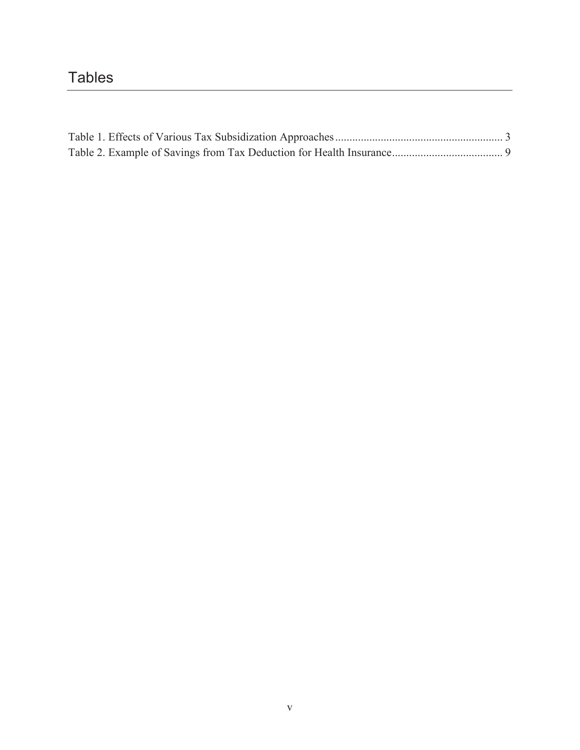# Tables

Table 1. Effects of Various Tax Subsidization Approaches .......................................................... 3
Table 2. Example of Savings from Tax Deduction for Health Insurance ...................................... 9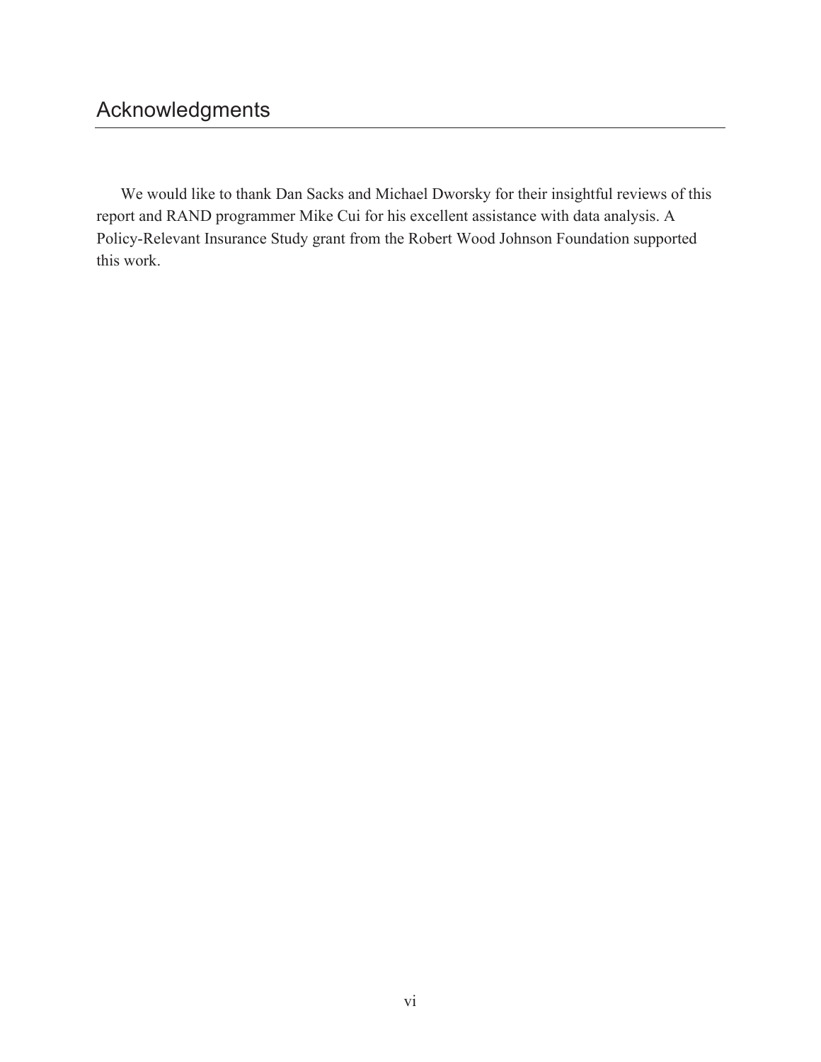# Acknowledgments

We would like to thank Dan Sacks and Michael Dworsky for their insightful reviews of this report and RAND programmer Mike Cui for his excellent assistance with data analysis. A Policy-Relevant Insurance Study grant from the Robert Wood Johnson Foundation supported this work.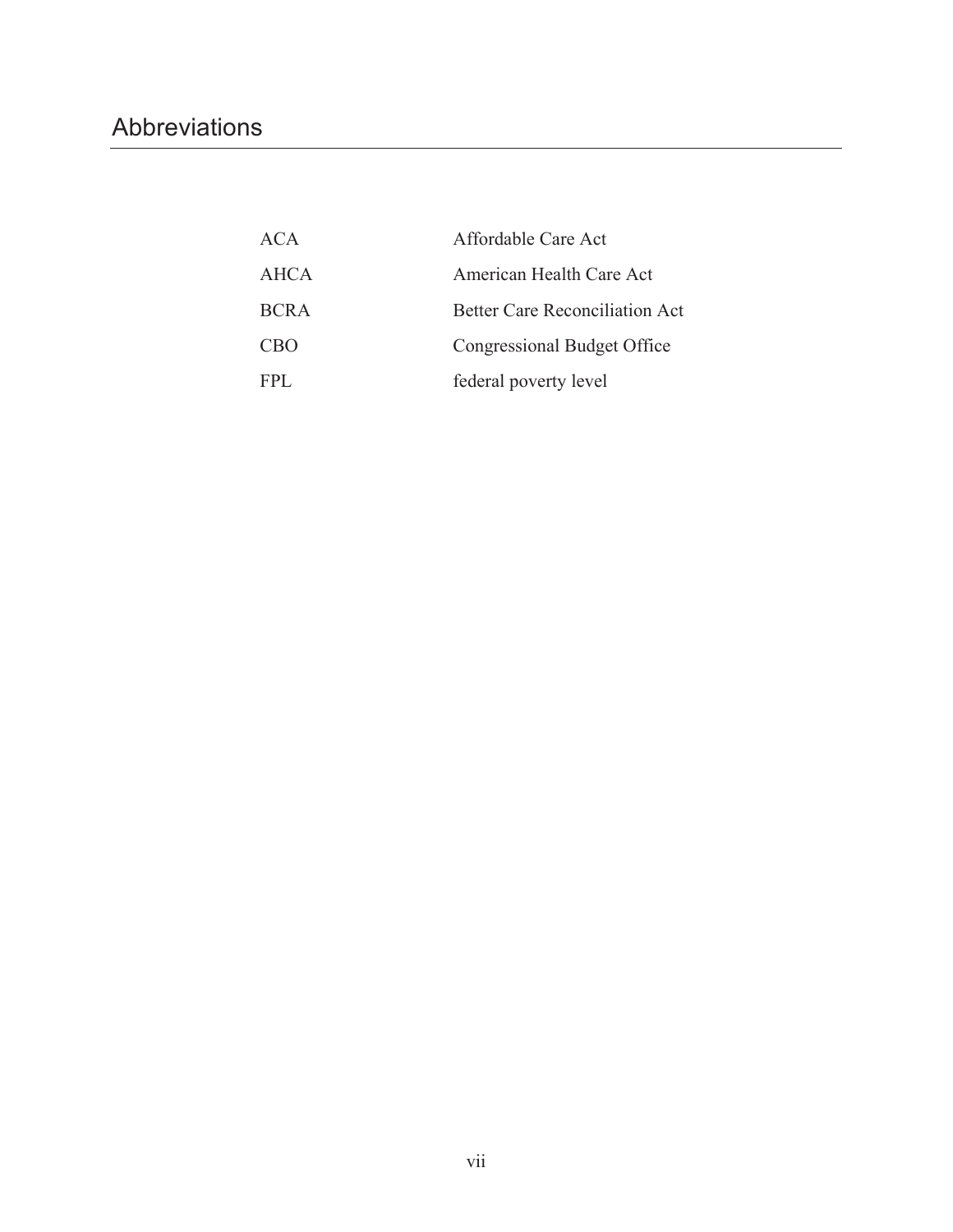# Abbreviations

| | |
|---|---|
| ACA | Affordable Care Act |
| AHCA | American Health Care Act |
| BCRA | Better Care Reconciliation Act |
| CBO | Congressional Budget Office |
| FPL | federal poverty level |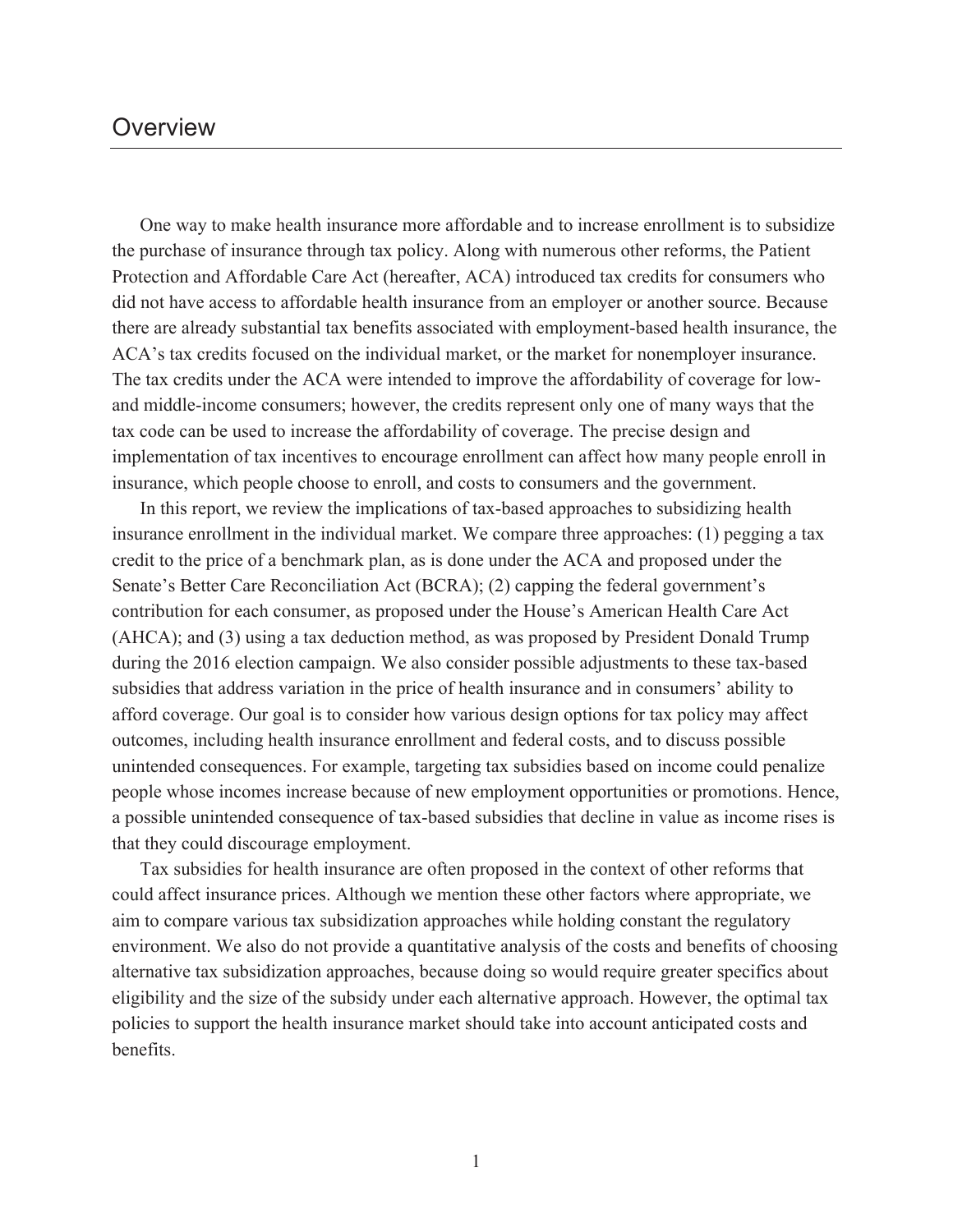# Overview

One way to make health insurance more affordable and to increase enrollment is to subsidize the purchase of insurance through tax policy. Along with numerous other reforms, the Patient Protection and Affordable Care Act (hereafter, ACA) introduced tax credits for consumers who did not have access to affordable health insurance from an employer or another source. Because there are already substantial tax benefits associated with employment-based health insurance, the ACA's tax credits focused on the individual market, or the market for nonemployer insurance. The tax credits under the ACA were intended to improve the affordability of coverage for low- and middle-income consumers; however, the credits represent only one of many ways that the tax code can be used to increase the affordability of coverage. The precise design and implementation of tax incentives to encourage enrollment can affect how many people enroll in insurance, which people choose to enroll, and costs to consumers and the government.

In this report, we review the implications of tax-based approaches to subsidizing health insurance enrollment in the individual market. We compare three approaches: (1) pegging a tax credit to the price of a benchmark plan, as is done under the ACA and proposed under the Senate's Better Care Reconciliation Act (BCRA); (2) capping the federal government's contribution for each consumer, as proposed under the House's American Health Care Act (AHCA); and (3) using a tax deduction method, as was proposed by President Donald Trump during the 2016 election campaign. We also consider possible adjustments to these tax-based subsidies that address variation in the price of health insurance and in consumers' ability to afford coverage. Our goal is to consider how various design options for tax policy may affect outcomes, including health insurance enrollment and federal costs, and to discuss possible unintended consequences. For example, targeting tax subsidies based on income could penalize people whose incomes increase because of new employment opportunities or promotions. Hence, a possible unintended consequence of tax-based subsidies that decline in value as income rises is that they could discourage employment.

Tax subsidies for health insurance are often proposed in the context of other reforms that could affect insurance prices. Although we mention these other factors where appropriate, we aim to compare various tax subsidization approaches while holding constant the regulatory environment. We also do not provide a quantitative analysis of the costs and benefits of choosing alternative tax subsidization approaches, because doing so would require greater specifics about eligibility and the size of the subsidy under each alternative approach. However, the optimal tax policies to support the health insurance market should take into account anticipated costs and benefits.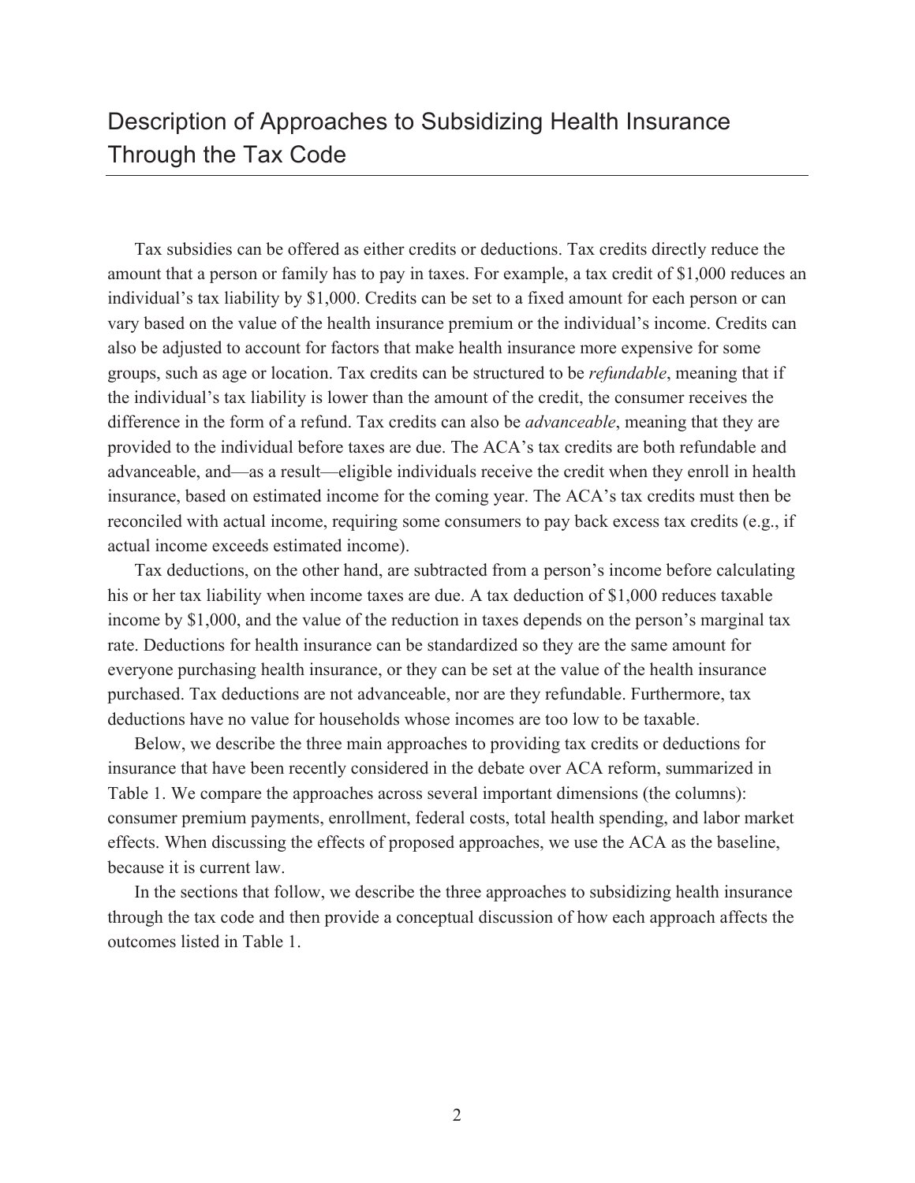# Description of Approaches to Subsidizing Health Insurance Through the Tax Code

Tax subsidies can be offered as either credits or deductions. Tax credits directly reduce the amount that a person or family has to pay in taxes. For example, a tax credit of $1,000 reduces an individual's tax liability by $1,000. Credits can be set to a fixed amount for each person or can vary based on the value of the health insurance premium or the individual's income. Credits can also be adjusted to account for factors that make health insurance more expensive for some groups, such as age or location. Tax credits can be structured to be *refundable*, meaning that if the individual's tax liability is lower than the amount of the credit, the consumer receives the difference in the form of a refund. Tax credits can also be *advanceable*, meaning that they are provided to the individual before taxes are due. The ACA's tax credits are both refundable and advanceable, and—as a result—eligible individuals receive the credit when they enroll in health insurance, based on estimated income for the coming year. The ACA's tax credits must then be reconciled with actual income, requiring some consumers to pay back excess tax credits (e.g., if actual income exceeds estimated income).

Tax deductions, on the other hand, are subtracted from a person's income before calculating his or her tax liability when income taxes are due. A tax deduction of $1,000 reduces taxable income by $1,000, and the value of the reduction in taxes depends on the person's marginal tax rate. Deductions for health insurance can be standardized so they are the same amount for everyone purchasing health insurance, or they can be set at the value of the health insurance purchased. Tax deductions are not advanceable, nor are they refundable. Furthermore, tax deductions have no value for households whose incomes are too low to be taxable.

Below, we describe the three main approaches to providing tax credits or deductions for insurance that have been recently considered in the debate over ACA reform, summarized in Table 1. We compare the approaches across several important dimensions (the columns): consumer premium payments, enrollment, federal costs, total health spending, and labor market effects. When discussing the effects of proposed approaches, we use the ACA as the baseline, because it is current law.

In the sections that follow, we describe the three approaches to subsidizing health insurance through the tax code and then provide a conceptual discussion of how each approach affects the outcomes listed in Table 1.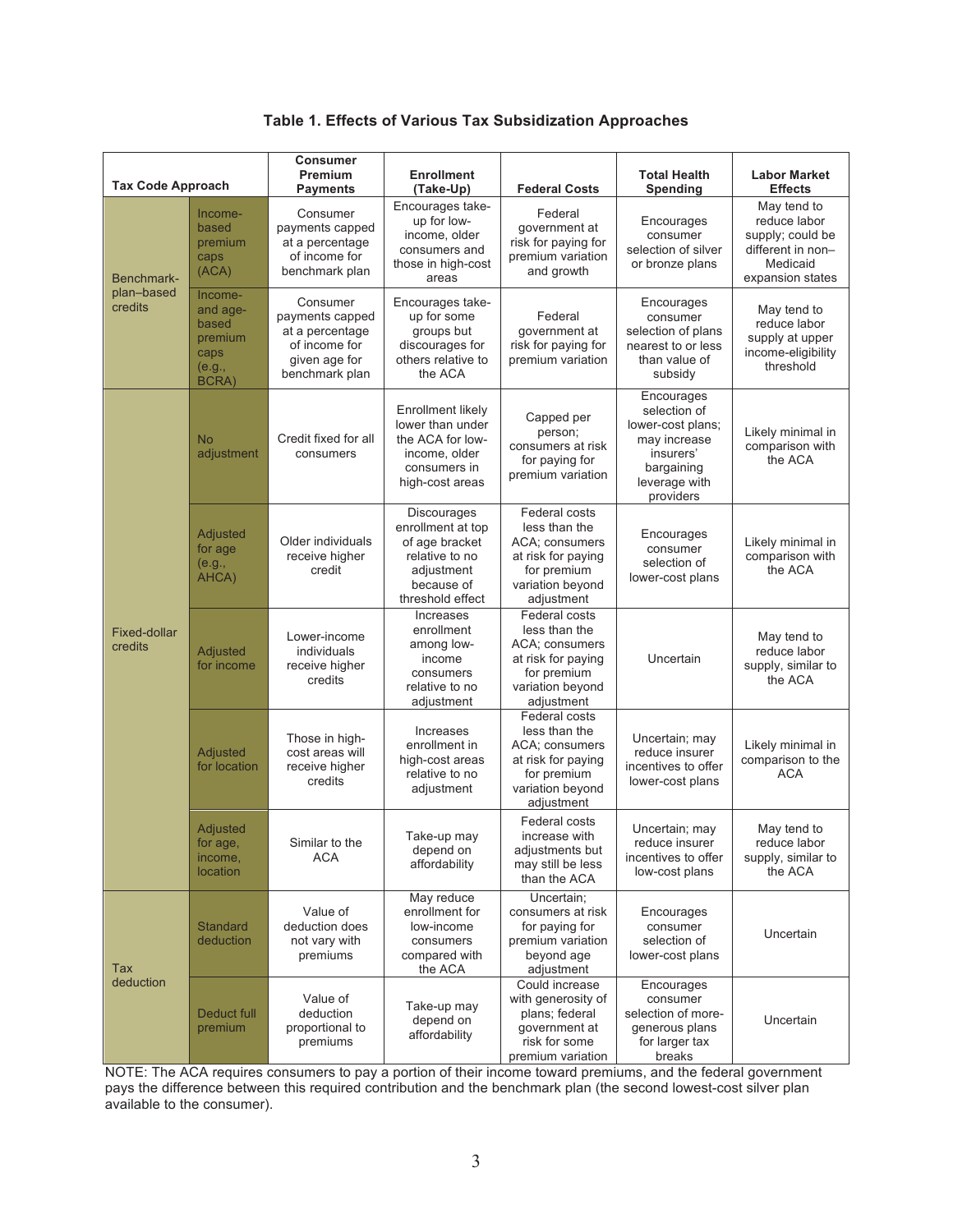**Table 1. Effects of Various Tax Subsidization Approaches**

| Tax Code Approach | | Consumer Premium Payments | Enrollment (Take-Up) | Federal Costs | Total Health Spending | Labor Market Effects |
|---|---|---|---|---|---|---|
| Benchmark-plan–based credits | Income-based premium caps (ACA) | Consumer payments capped at a percentage of income for benchmark plan | Encourages take-up for low-income, older consumers and those in high-cost areas | Federal government at risk for paying for premium variation and growth | Encourages consumer selection of silver or bronze plans | May tend to reduce labor supply; could be different in non–Medicaid expansion states |
| | Income- and age-based premium caps (e.g., BCRA) | Consumer payments capped at a percentage of income for given age for benchmark plan | Encourages take-up for some groups but discourages for others relative to the ACA | Federal government at risk for paying for premium variation | Encourages consumer selection of plans nearest to or less than value of subsidy | May tend to reduce labor supply at upper income-eligibility threshold |
| Fixed-dollar credits | No adjustment | Credit fixed for all consumers | Enrollment likely lower than under the ACA for low-income, older consumers in high-cost areas | Capped per person; consumers at risk for paying for premium variation | Encourages selection of lower-cost plans; may increase insurers' bargaining leverage with providers | Likely minimal in comparison with the ACA |
| | Adjusted for age (e.g., AHCA) | Older individuals receive higher credit | Discourages enrollment at top of age bracket relative to no adjustment because of threshold effect | Federal costs less than the ACA; consumers at risk for paying for premium variation beyond adjustment | Encourages consumer selection of lower-cost plans | Likely minimal in comparison with the ACA |
| | Adjusted for income | Lower-income individuals receive higher credits | Increases enrollment among low-income consumers relative to no adjustment | Federal costs less than the ACA; consumers at risk for paying for premium variation beyond adjustment | Uncertain | May tend to reduce labor supply, similar to the ACA |
| | Adjusted for location | Those in high-cost areas will receive higher credits | Increases enrollment in high-cost areas relative to no adjustment | Federal costs less than the ACA; consumers at risk for paying for premium variation beyond adjustment | Uncertain; may reduce insurer incentives to offer lower-cost plans | Likely minimal in comparison to the ACA |
| | Adjusted for age, income, location | Similar to the ACA | Take-up may depend on affordability | Federal costs increase with adjustments but may still be less than the ACA | Uncertain; may reduce insurer incentives to offer low-cost plans | May tend to reduce labor supply, similar to the ACA |
| Tax deduction | Standard deduction | Value of deduction does not vary with premiums | May reduce enrollment for low-income consumers compared with the ACA | Uncertain; consumers at risk for paying for premium variation beyond age adjustment | Encourages consumer selection of lower-cost plans | Uncertain |
| | Deduct full premium | Value of deduction proportional to premiums | Take-up may depend on affordability | Could increase with generosity of plans; federal government at risk for some premium variation | Encourages consumer selection of more-generous plans for larger tax breaks | Uncertain |

NOTE: The ACA requires consumers to pay a portion of their income toward premiums, and the federal government pays the difference between this required contribution and the benchmark plan (the second lowest-cost silver plan available to the consumer).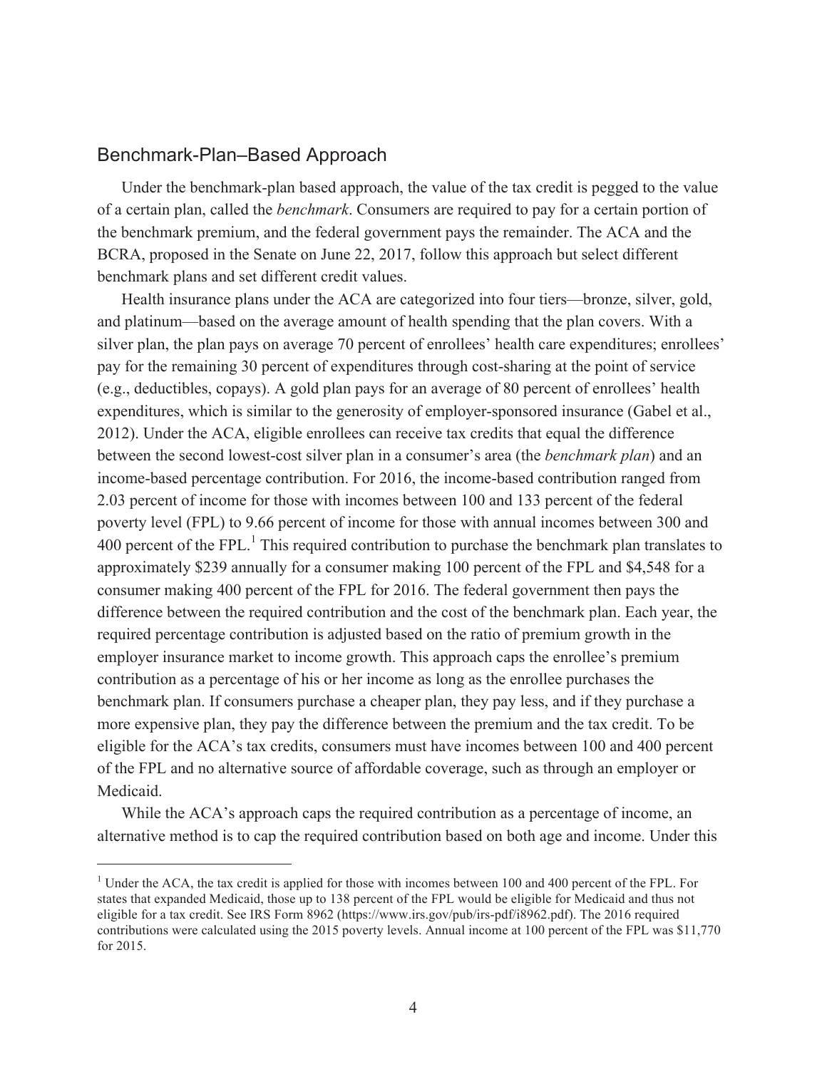## Benchmark-Plan–Based Approach

Under the benchmark-plan based approach, the value of the tax credit is pegged to the value of a certain plan, called the *benchmark*. Consumers are required to pay for a certain portion of the benchmark premium, and the federal government pays the remainder. The ACA and the BCRA, proposed in the Senate on June 22, 2017, follow this approach but select different benchmark plans and set different credit values.

Health insurance plans under the ACA are categorized into four tiers—bronze, silver, gold, and platinum—based on the average amount of health spending that the plan covers. With a silver plan, the plan pays on average 70 percent of enrollees' health care expenditures; enrollees' pay for the remaining 30 percent of expenditures through cost-sharing at the point of service (e.g., deductibles, copays). A gold plan pays for an average of 80 percent of enrollees' health expenditures, which is similar to the generosity of employer-sponsored insurance (Gabel et al., 2012). Under the ACA, eligible enrollees can receive tax credits that equal the difference between the second lowest-cost silver plan in a consumer's area (the *benchmark plan*) and an income-based percentage contribution. For 2016, the income-based contribution ranged from 2.03 percent of income for those with incomes between 100 and 133 percent of the federal poverty level (FPL) to 9.66 percent of income for those with annual incomes between 300 and 400 percent of the FPL.[1] This required contribution to purchase the benchmark plan translates to approximately $239 annually for a consumer making 100 percent of the FPL and $4,548 for a consumer making 400 percent of the FPL for 2016. The federal government then pays the difference between the required contribution and the cost of the benchmark plan. Each year, the required percentage contribution is adjusted based on the ratio of premium growth in the employer insurance market to income growth. This approach caps the enrollee's premium contribution as a percentage of his or her income as long as the enrollee purchases the benchmark plan. If consumers purchase a cheaper plan, they pay less, and if they purchase a more expensive plan, they pay the difference between the premium and the tax credit. To be eligible for the ACA's tax credits, consumers must have incomes between 100 and 400 percent of the FPL and no alternative source of affordable coverage, such as through an employer or Medicaid.

While the ACA's approach caps the required contribution as a percentage of income, an alternative method is to cap the required contribution based on both age and income. Under this

---

[1] Under the ACA, the tax credit is applied for those with incomes between 100 and 400 percent of the FPL. For states that expanded Medicaid, those up to 138 percent of the FPL would be eligible for Medicaid and thus not eligible for a tax credit. See IRS Form 8962 (https://www.irs.gov/pub/irs-pdf/i8962.pdf). The 2016 required contributions were calculated using the 2015 poverty levels. Annual income at 100 percent of the FPL was $11,770 for 2015.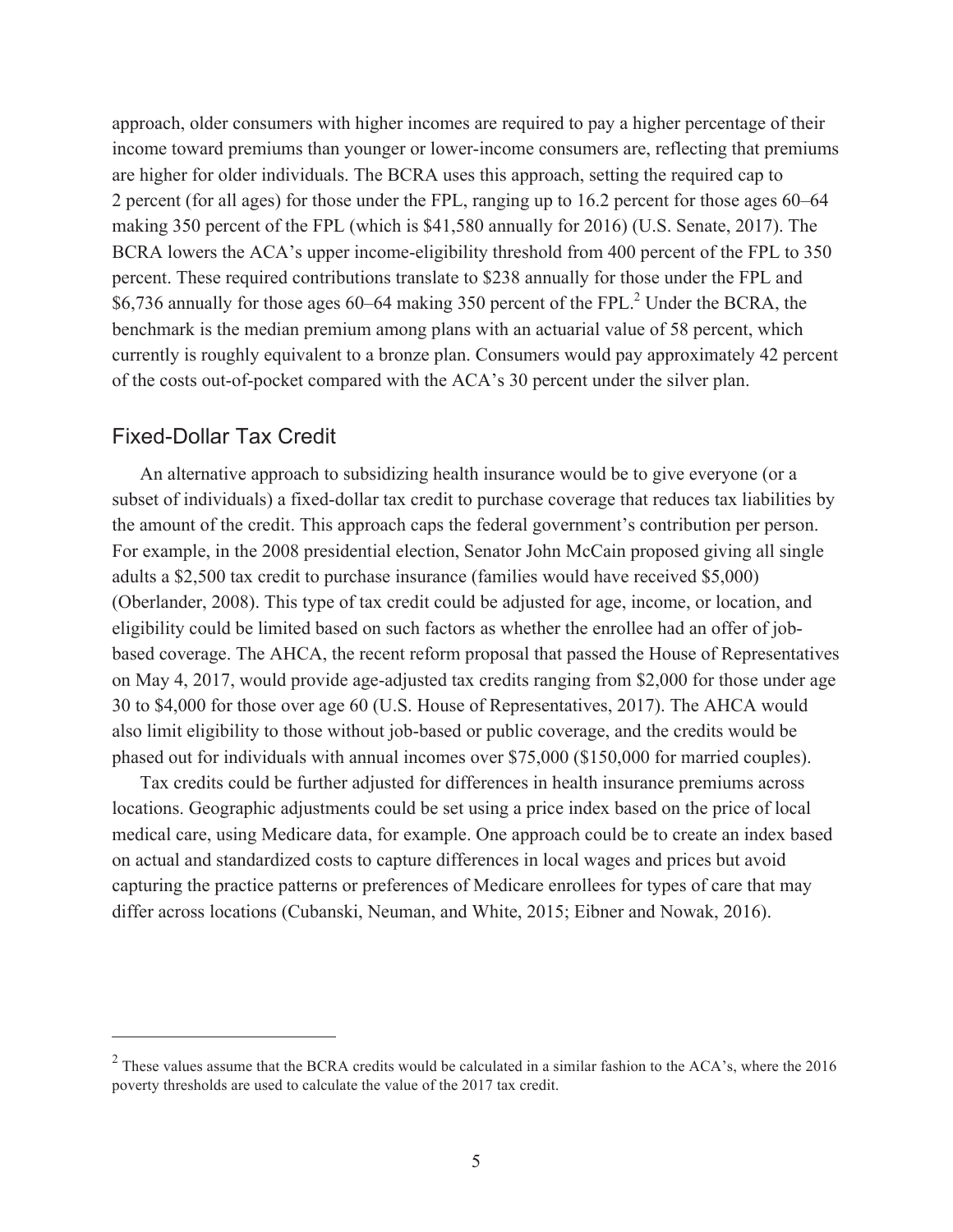approach, older consumers with higher incomes are required to pay a higher percentage of their income toward premiums than younger or lower-income consumers are, reflecting that premiums are higher for older individuals. The BCRA uses this approach, setting the required cap to 2 percent (for all ages) for those under the FPL, ranging up to 16.2 percent for those ages 60–64 making 350 percent of the FPL (which is $41,580 annually for 2016) (U.S. Senate, 2017). The BCRA lowers the ACA's upper income-eligibility threshold from 400 percent of the FPL to 350 percent. These required contributions translate to $238 annually for those under the FPL and $6,736 annually for those ages 60–64 making 350 percent of the FPL.[2] Under the BCRA, the benchmark is the median premium among plans with an actuarial value of 58 percent, which currently is roughly equivalent to a bronze plan. Consumers would pay approximately 42 percent of the costs out-of-pocket compared with the ACA's 30 percent under the silver plan.

## Fixed-Dollar Tax Credit

An alternative approach to subsidizing health insurance would be to give everyone (or a subset of individuals) a fixed-dollar tax credit to purchase coverage that reduces tax liabilities by the amount of the credit. This approach caps the federal government's contribution per person. For example, in the 2008 presidential election, Senator John McCain proposed giving all single adults a $2,500 tax credit to purchase insurance (families would have received $5,000) (Oberlander, 2008). This type of tax credit could be adjusted for age, income, or location, and eligibility could be limited based on such factors as whether the enrollee had an offer of job-based coverage. The AHCA, the recent reform proposal that passed the House of Representatives on May 4, 2017, would provide age-adjusted tax credits ranging from $2,000 for those under age 30 to $4,000 for those over age 60 (U.S. House of Representatives, 2017). The AHCA would also limit eligibility to those without job-based or public coverage, and the credits would be phased out for individuals with annual incomes over $75,000 ($150,000 for married couples).

Tax credits could be further adjusted for differences in health insurance premiums across locations. Geographic adjustments could be set using a price index based on the price of local medical care, using Medicare data, for example. One approach could be to create an index based on actual and standardized costs to capture differences in local wages and prices but avoid capturing the practice patterns or preferences of Medicare enrollees for types of care that may differ across locations (Cubanski, Neuman, and White, 2015; Eibner and Nowak, 2016).

---

[2] These values assume that the BCRA credits would be calculated in a similar fashion to the ACA's, where the 2016 poverty thresholds are used to calculate the value of the 2017 tax credit.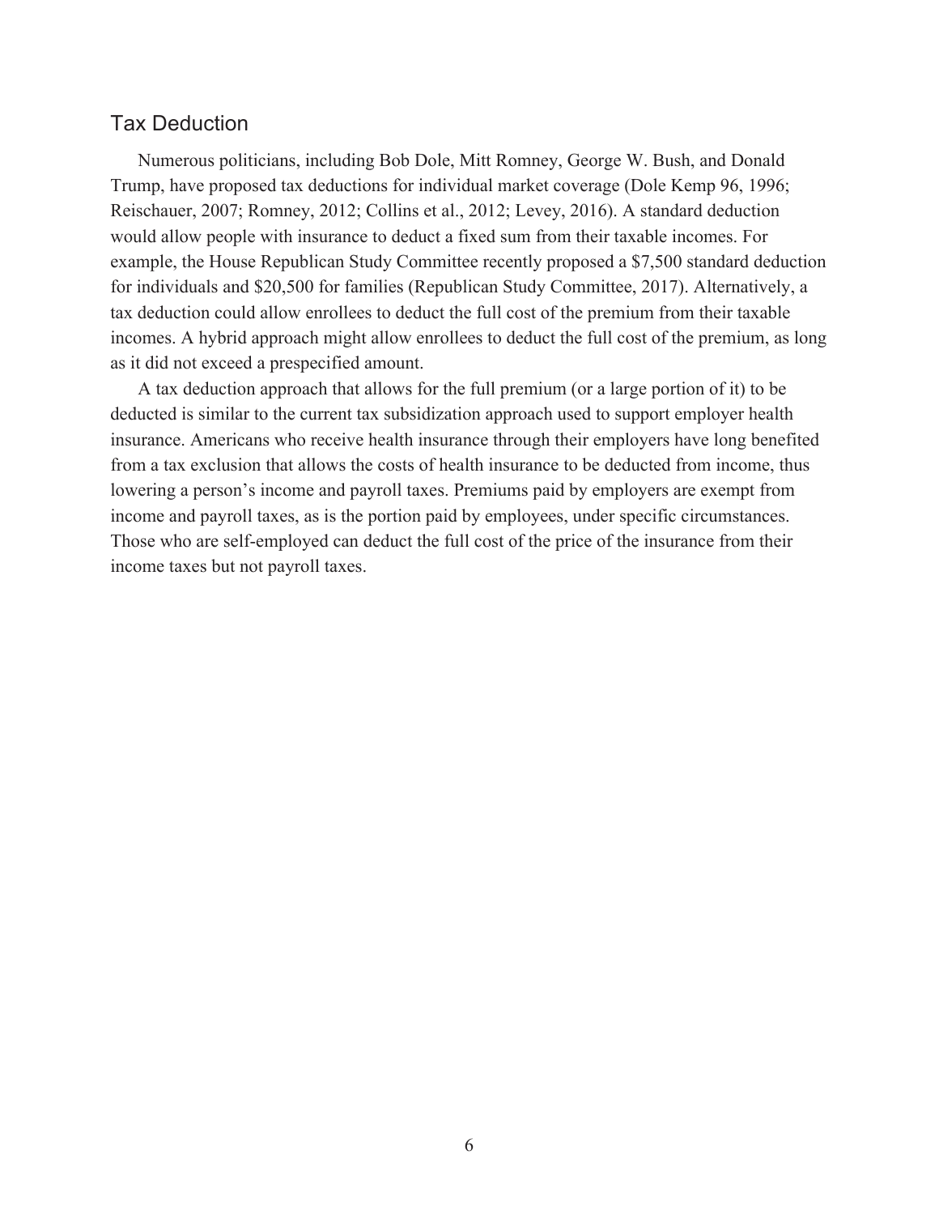## Tax Deduction

Numerous politicians, including Bob Dole, Mitt Romney, George W. Bush, and Donald Trump, have proposed tax deductions for individual market coverage (Dole Kemp 96, 1996; Reischauer, 2007; Romney, 2012; Collins et al., 2012; Levey, 2016). A standard deduction would allow people with insurance to deduct a fixed sum from their taxable incomes. For example, the House Republican Study Committee recently proposed a $7,500 standard deduction for individuals and $20,500 for families (Republican Study Committee, 2017). Alternatively, a tax deduction could allow enrollees to deduct the full cost of the premium from their taxable incomes. A hybrid approach might allow enrollees to deduct the full cost of the premium, as long as it did not exceed a prespecified amount.

A tax deduction approach that allows for the full premium (or a large portion of it) to be deducted is similar to the current tax subsidization approach used to support employer health insurance. Americans who receive health insurance through their employers have long benefited from a tax exclusion that allows the costs of health insurance to be deducted from income, thus lowering a person's income and payroll taxes. Premiums paid by employers are exempt from income and payroll taxes, as is the portion paid by employees, under specific circumstances. Those who are self-employed can deduct the full cost of the price of the insurance from their income taxes but not payroll taxes.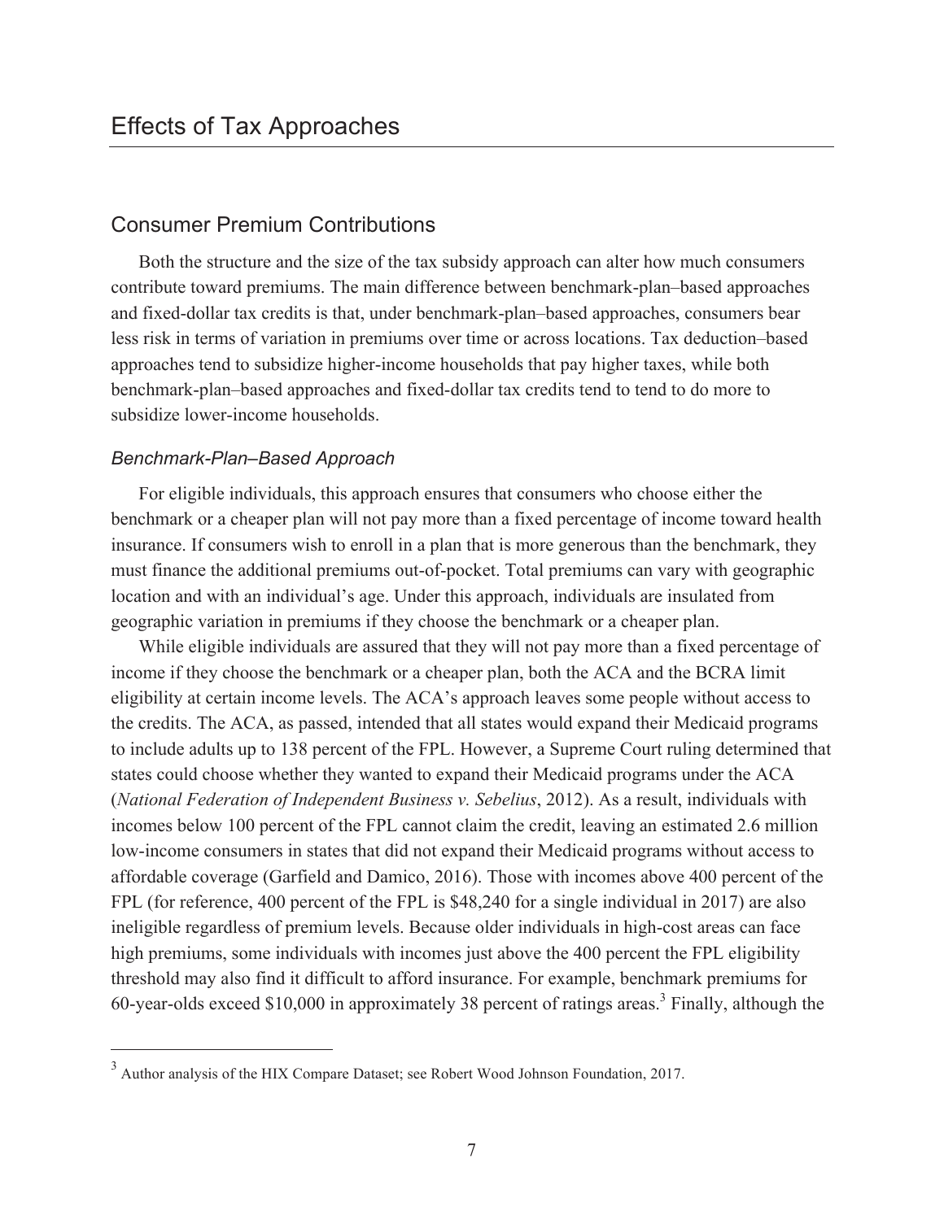# Effects of Tax Approaches

## Consumer Premium Contributions

Both the structure and the size of the tax subsidy approach can alter how much consumers contribute toward premiums. The main difference between benchmark-plan–based approaches and fixed-dollar tax credits is that, under benchmark-plan–based approaches, consumers bear less risk in terms of variation in premiums over time or across locations. Tax deduction–based approaches tend to subsidize higher-income households that pay higher taxes, while both benchmark-plan–based approaches and fixed-dollar tax credits tend to tend to do more to subsidize lower-income households.

### *Benchmark-Plan–Based Approach*

For eligible individuals, this approach ensures that consumers who choose either the benchmark or a cheaper plan will not pay more than a fixed percentage of income toward health insurance. If consumers wish to enroll in a plan that is more generous than the benchmark, they must finance the additional premiums out-of-pocket. Total premiums can vary with geographic location and with an individual's age. Under this approach, individuals are insulated from geographic variation in premiums if they choose the benchmark or a cheaper plan.

While eligible individuals are assured that they will not pay more than a fixed percentage of income if they choose the benchmark or a cheaper plan, both the ACA and the BCRA limit eligibility at certain income levels. The ACA's approach leaves some people without access to the credits. The ACA, as passed, intended that all states would expand their Medicaid programs to include adults up to 138 percent of the FPL. However, a Supreme Court ruling determined that states could choose whether they wanted to expand their Medicaid programs under the ACA (*National Federation of Independent Business v. Sebelius*, 2012). As a result, individuals with incomes below 100 percent of the FPL cannot claim the credit, leaving an estimated 2.6 million low-income consumers in states that did not expand their Medicaid programs without access to affordable coverage (Garfield and Damico, 2016). Those with incomes above 400 percent of the FPL (for reference, 400 percent of the FPL is $48,240 for a single individual in 2017) are also ineligible regardless of premium levels. Because older individuals in high-cost areas can face high premiums, some individuals with incomes just above the 400 percent the FPL eligibility threshold may also find it difficult to afford insurance. For example, benchmark premiums for 60-year-olds exceed $10,000 in approximately 38 percent of ratings areas.[3] Finally, although the

---

[3] Author analysis of the HIX Compare Dataset; see Robert Wood Johnson Foundation, 2017.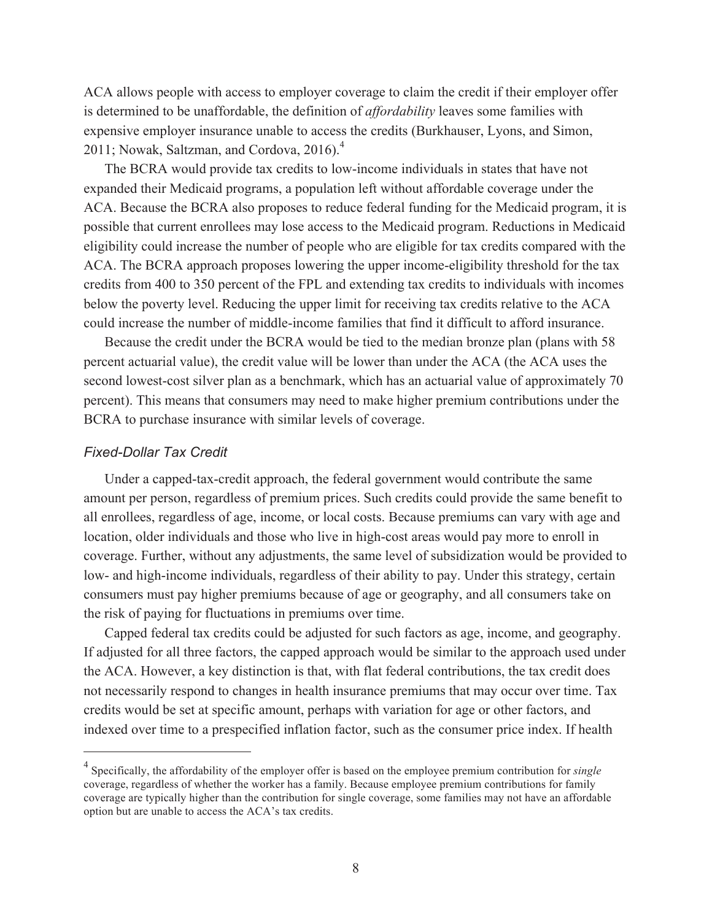ACA allows people with access to employer coverage to claim the credit if their employer offer is determined to be unaffordable, the definition of *affordability* leaves some families with expensive employer insurance unable to access the credits (Burkhauser, Lyons, and Simon, 2011; Nowak, Saltzman, and Cordova, 2016).[4]

The BCRA would provide tax credits to low-income individuals in states that have not expanded their Medicaid programs, a population left without affordable coverage under the ACA. Because the BCRA also proposes to reduce federal funding for the Medicaid program, it is possible that current enrollees may lose access to the Medicaid program. Reductions in Medicaid eligibility could increase the number of people who are eligible for tax credits compared with the ACA. The BCRA approach proposes lowering the upper income-eligibility threshold for the tax credits from 400 to 350 percent of the FPL and extending tax credits to individuals with incomes below the poverty level. Reducing the upper limit for receiving tax credits relative to the ACA could increase the number of middle-income families that find it difficult to afford insurance.

Because the credit under the BCRA would be tied to the median bronze plan (plans with 58 percent actuarial value), the credit value will be lower than under the ACA (the ACA uses the second lowest-cost silver plan as a benchmark, which has an actuarial value of approximately 70 percent). This means that consumers may need to make higher premium contributions under the BCRA to purchase insurance with similar levels of coverage.

### *Fixed-Dollar Tax Credit*

Under a capped-tax-credit approach, the federal government would contribute the same amount per person, regardless of premium prices. Such credits could provide the same benefit to all enrollees, regardless of age, income, or local costs. Because premiums can vary with age and location, older individuals and those who live in high-cost areas would pay more to enroll in coverage. Further, without any adjustments, the same level of subsidization would be provided to low- and high-income individuals, regardless of their ability to pay. Under this strategy, certain consumers must pay higher premiums because of age or geography, and all consumers take on the risk of paying for fluctuations in premiums over time.

Capped federal tax credits could be adjusted for such factors as age, income, and geography. If adjusted for all three factors, the capped approach would be similar to the approach used under the ACA. However, a key distinction is that, with flat federal contributions, the tax credit does not necessarily respond to changes in health insurance premiums that may occur over time. Tax credits would be set at specific amount, perhaps with variation for age or other factors, and indexed over time to a prespecified inflation factor, such as the consumer price index. If health

[4] Specifically, the affordability of the employer offer is based on the employee premium contribution for *single* coverage, regardless of whether the worker has a family. Because employee premium contributions for family coverage are typically higher than the contribution for single coverage, some families may not have an affordable option but are unable to access the ACA's tax credits.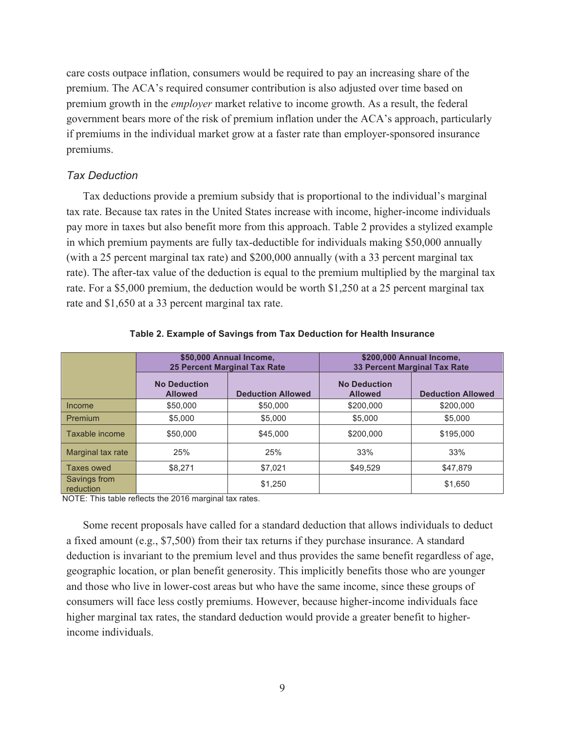care costs outpace inflation, consumers would be required to pay an increasing share of the premium. The ACA's required consumer contribution is also adjusted over time based on premium growth in the *employer* market relative to income growth. As a result, the federal government bears more of the risk of premium inflation under the ACA's approach, particularly if premiums in the individual market grow at a faster rate than employer-sponsored insurance premiums.

### *Tax Deduction*

Tax deductions provide a premium subsidy that is proportional to the individual's marginal tax rate. Because tax rates in the United States increase with income, higher-income individuals pay more in taxes but also benefit more from this approach. Table 2 provides a stylized example in which premium payments are fully tax-deductible for individuals making $50,000 annually (with a 25 percent marginal tax rate) and $200,000 annually (with a 33 percent marginal tax rate). The after-tax value of the deduction is equal to the premium multiplied by the marginal tax rate. For a $5,000 premium, the deduction would be worth $1,250 at a 25 percent marginal tax rate and $1,650 at a 33 percent marginal tax rate.

**Table 2. Example of Savings from Tax Deduction for Health Insurance**

| | $50,000 Annual Income, 25 Percent Marginal Tax Rate | | $200,000 Annual Income, 33 Percent Marginal Tax Rate | |
|---|---|---|---|---|
| | **No Deduction Allowed** | **Deduction Allowed** | **No Deduction Allowed** | **Deduction Allowed** |
| Income | $50,000 | $50,000 | $200,000 | $200,000 |
| Premium | $5,000 | $5,000 | $5,000 | $5,000 |
| Taxable income | $50,000 | $45,000 | $200,000 | $195,000 |
| Marginal tax rate | 25% | 25% | 33% | 33% |
| Taxes owed | $8,271 | $7,021 | $49,529 | $47,879 |
| Savings from reduction | | $1,250 | | $1,650 |

NOTE: This table reflects the 2016 marginal tax rates.

Some recent proposals have called for a standard deduction that allows individuals to deduct a fixed amount (e.g., $7,500) from their tax returns if they purchase insurance. A standard deduction is invariant to the premium level and thus provides the same benefit regardless of age, geographic location, or plan benefit generosity. This implicitly benefits those who are younger and those who live in lower-cost areas but who have the same income, since these groups of consumers will face less costly premiums. However, because higher-income individuals face higher marginal tax rates, the standard deduction would provide a greater benefit to higher-income individuals.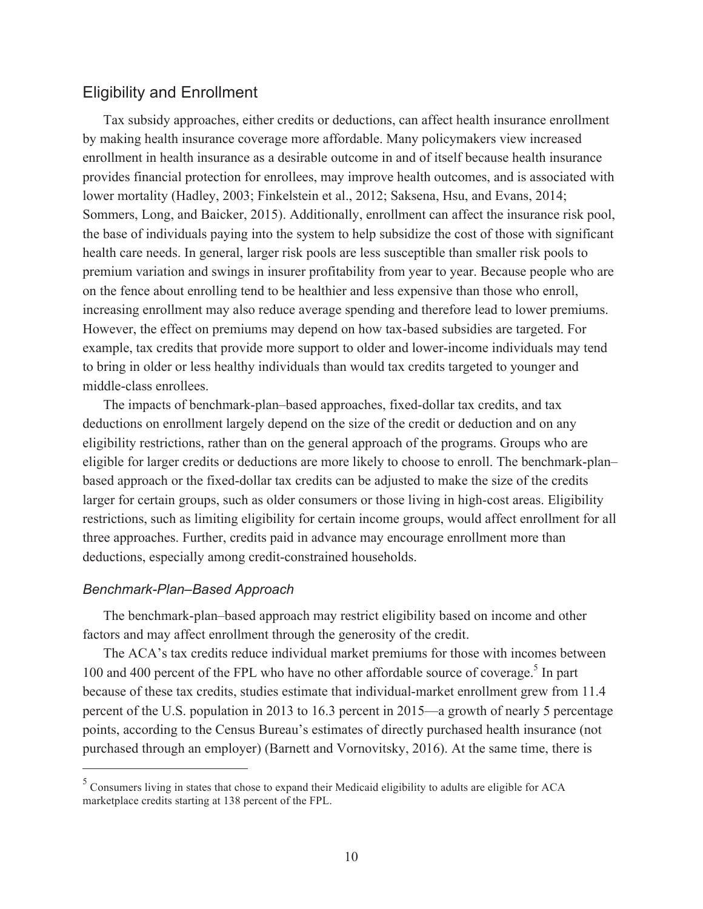## Eligibility and Enrollment

Tax subsidy approaches, either credits or deductions, can affect health insurance enrollment by making health insurance coverage more affordable. Many policymakers view increased enrollment in health insurance as a desirable outcome in and of itself because health insurance provides financial protection for enrollees, may improve health outcomes, and is associated with lower mortality (Hadley, 2003; Finkelstein et al., 2012; Saksena, Hsu, and Evans, 2014; Sommers, Long, and Baicker, 2015). Additionally, enrollment can affect the insurance risk pool, the base of individuals paying into the system to help subsidize the cost of those with significant health care needs. In general, larger risk pools are less susceptible than smaller risk pools to premium variation and swings in insurer profitability from year to year. Because people who are on the fence about enrolling tend to be healthier and less expensive than those who enroll, increasing enrollment may also reduce average spending and therefore lead to lower premiums. However, the effect on premiums may depend on how tax-based subsidies are targeted. For example, tax credits that provide more support to older and lower-income individuals may tend to bring in older or less healthy individuals than would tax credits targeted to younger and middle-class enrollees.

The impacts of benchmark-plan–based approaches, fixed-dollar tax credits, and tax deductions on enrollment largely depend on the size of the credit or deduction and on any eligibility restrictions, rather than on the general approach of the programs. Groups who are eligible for larger credits or deductions are more likely to choose to enroll. The benchmark-plan–based approach or the fixed-dollar tax credits can be adjusted to make the size of the credits larger for certain groups, such as older consumers or those living in high-cost areas. Eligibility restrictions, such as limiting eligibility for certain income groups, would affect enrollment for all three approaches. Further, credits paid in advance may encourage enrollment more than deductions, especially among credit-constrained households.

### *Benchmark-Plan–Based Approach*

The benchmark-plan–based approach may restrict eligibility based on income and other factors and may affect enrollment through the generosity of the credit.

The ACA's tax credits reduce individual market premiums for those with incomes between 100 and 400 percent of the FPL who have no other affordable source of coverage.[5] In part because of these tax credits, studies estimate that individual-market enrollment grew from 11.4 percent of the U.S. population in 2013 to 16.3 percent in 2015—a growth of nearly 5 percentage points, according to the Census Bureau's estimates of directly purchased health insurance (not purchased through an employer) (Barnett and Vornovitsky, 2016). At the same time, there is

[5] Consumers living in states that chose to expand their Medicaid eligibility to adults are eligible for ACA marketplace credits starting at 138 percent of the FPL.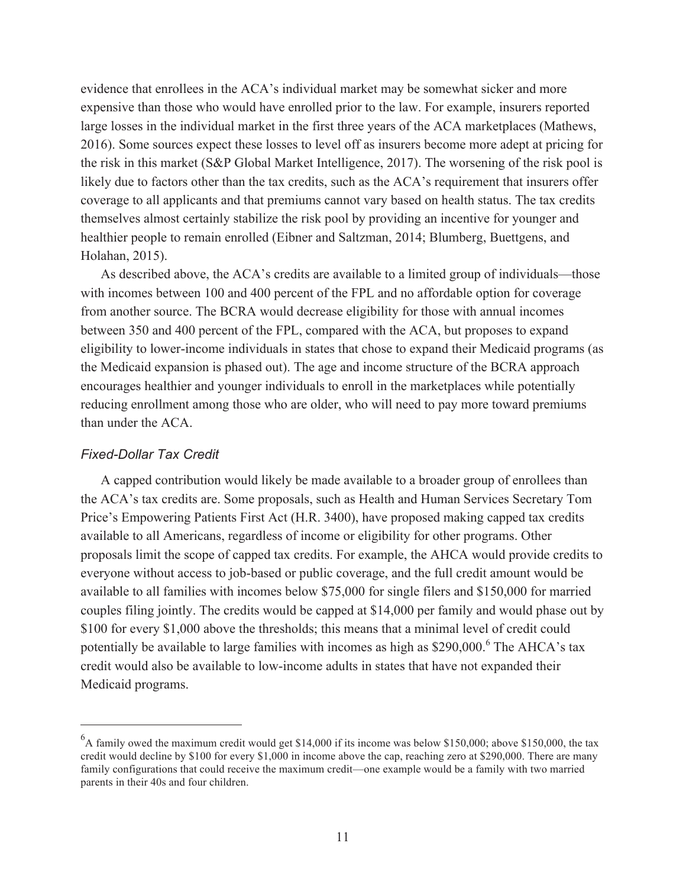evidence that enrollees in the ACA's individual market may be somewhat sicker and more expensive than those who would have enrolled prior to the law. For example, insurers reported large losses in the individual market in the first three years of the ACA marketplaces (Mathews, 2016). Some sources expect these losses to level off as insurers become more adept at pricing for the risk in this market (S&P Global Market Intelligence, 2017). The worsening of the risk pool is likely due to factors other than the tax credits, such as the ACA's requirement that insurers offer coverage to all applicants and that premiums cannot vary based on health status. The tax credits themselves almost certainly stabilize the risk pool by providing an incentive for younger and healthier people to remain enrolled (Eibner and Saltzman, 2014; Blumberg, Buettgens, and Holahan, 2015).

As described above, the ACA's credits are available to a limited group of individuals—those with incomes between 100 and 400 percent of the FPL and no affordable option for coverage from another source. The BCRA would decrease eligibility for those with annual incomes between 350 and 400 percent of the FPL, compared with the ACA, but proposes to expand eligibility to lower-income individuals in states that chose to expand their Medicaid programs (as the Medicaid expansion is phased out). The age and income structure of the BCRA approach encourages healthier and younger individuals to enroll in the marketplaces while potentially reducing enrollment among those who are older, who will need to pay more toward premiums than under the ACA.

### *Fixed-Dollar Tax Credit*

A capped contribution would likely be made available to a broader group of enrollees than the ACA's tax credits are. Some proposals, such as Health and Human Services Secretary Tom Price's Empowering Patients First Act (H.R. 3400), have proposed making capped tax credits available to all Americans, regardless of income or eligibility for other programs. Other proposals limit the scope of capped tax credits. For example, the AHCA would provide credits to everyone without access to job-based or public coverage, and the full credit amount would be available to all families with incomes below $75,000 for single filers and $150,000 for married couples filing jointly. The credits would be capped at $14,000 per family and would phase out by $100 for every $1,000 above the thresholds; this means that a minimal level of credit could potentially be available to large families with incomes as high as $290,000.[6] The AHCA's tax credit would also be available to low-income adults in states that have not expanded their Medicaid programs.

---

[6] A family owed the maximum credit would get $14,000 if its income was below $150,000; above $150,000, the tax credit would decline by $100 for every $1,000 in income above the cap, reaching zero at $290,000. There are many family configurations that could receive the maximum credit—one example would be a family with two married parents in their 40s and four children.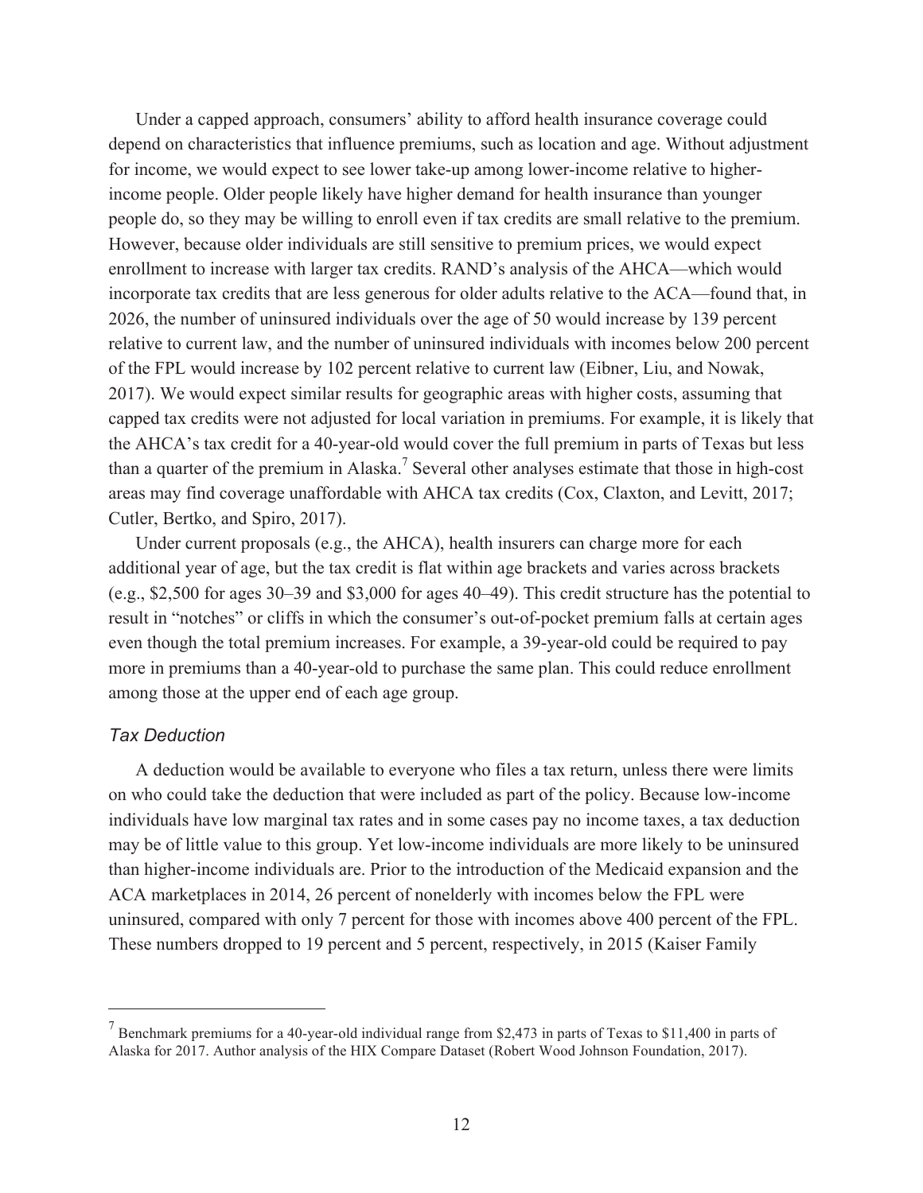Under a capped approach, consumers' ability to afford health insurance coverage could depend on characteristics that influence premiums, such as location and age. Without adjustment for income, we would expect to see lower take-up among lower-income relative to higher-income people. Older people likely have higher demand for health insurance than younger people do, so they may be willing to enroll even if tax credits are small relative to the premium. However, because older individuals are still sensitive to premium prices, we would expect enrollment to increase with larger tax credits. RAND's analysis of the AHCA—which would incorporate tax credits that are less generous for older adults relative to the ACA—found that, in 2026, the number of uninsured individuals over the age of 50 would increase by 139 percent relative to current law, and the number of uninsured individuals with incomes below 200 percent of the FPL would increase by 102 percent relative to current law (Eibner, Liu, and Nowak, 2017). We would expect similar results for geographic areas with higher costs, assuming that capped tax credits were not adjusted for local variation in premiums. For example, it is likely that the AHCA's tax credit for a 40-year-old would cover the full premium in parts of Texas but less than a quarter of the premium in Alaska.[7] Several other analyses estimate that those in high-cost areas may find coverage unaffordable with AHCA tax credits (Cox, Claxton, and Levitt, 2017; Cutler, Bertko, and Spiro, 2017).

Under current proposals (e.g., the AHCA), health insurers can charge more for each additional year of age, but the tax credit is flat within age brackets and varies across brackets (e.g., $2,500 for ages 30–39 and $3,000 for ages 40–49). This credit structure has the potential to result in "notches" or cliffs in which the consumer's out-of-pocket premium falls at certain ages even though the total premium increases. For example, a 39-year-old could be required to pay more in premiums than a 40-year-old to purchase the same plan. This could reduce enrollment among those at the upper end of each age group.

### *Tax Deduction*

A deduction would be available to everyone who files a tax return, unless there were limits on who could take the deduction that were included as part of the policy. Because low-income individuals have low marginal tax rates and in some cases pay no income taxes, a tax deduction may be of little value to this group. Yet low-income individuals are more likely to be uninsured than higher-income individuals are. Prior to the introduction of the Medicaid expansion and the ACA marketplaces in 2014, 26 percent of nonelderly with incomes below the FPL were uninsured, compared with only 7 percent for those with incomes above 400 percent of the FPL. These numbers dropped to 19 percent and 5 percent, respectively, in 2015 (Kaiser Family

[7] Benchmark premiums for a 40-year-old individual range from $2,473 in parts of Texas to $11,400 in parts of Alaska for 2017. Author analysis of the HIX Compare Dataset (Robert Wood Johnson Foundation, 2017).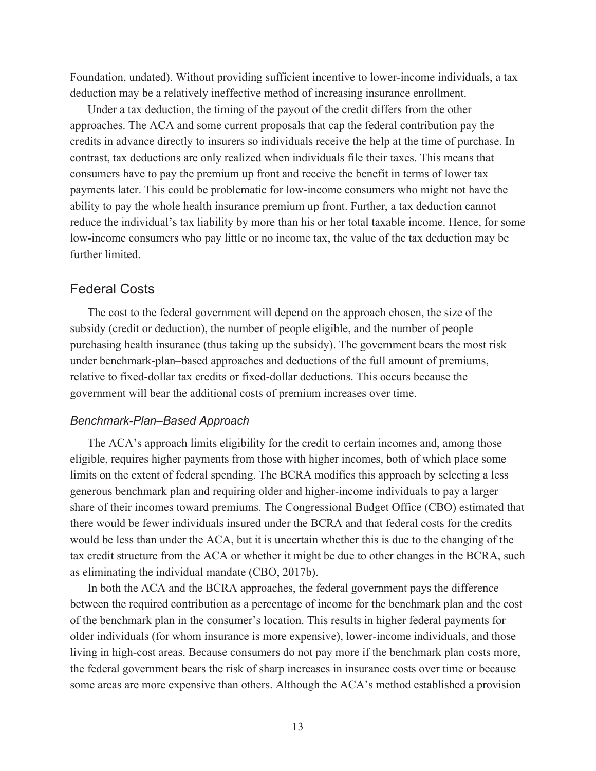Foundation, undated). Without providing sufficient incentive to lower-income individuals, a tax deduction may be a relatively ineffective method of increasing insurance enrollment.

Under a tax deduction, the timing of the payout of the credit differs from the other approaches. The ACA and some current proposals that cap the federal contribution pay the credits in advance directly to insurers so individuals receive the help at the time of purchase. In contrast, tax deductions are only realized when individuals file their taxes. This means that consumers have to pay the premium up front and receive the benefit in terms of lower tax payments later. This could be problematic for low-income consumers who might not have the ability to pay the whole health insurance premium up front. Further, a tax deduction cannot reduce the individual's tax liability by more than his or her total taxable income. Hence, for some low-income consumers who pay little or no income tax, the value of the tax deduction may be further limited.

## Federal Costs

The cost to the federal government will depend on the approach chosen, the size of the subsidy (credit or deduction), the number of people eligible, and the number of people purchasing health insurance (thus taking up the subsidy). The government bears the most risk under benchmark-plan–based approaches and deductions of the full amount of premiums, relative to fixed-dollar tax credits or fixed-dollar deductions. This occurs because the government will bear the additional costs of premium increases over time.

### *Benchmark-Plan–Based Approach*

The ACA's approach limits eligibility for the credit to certain incomes and, among those eligible, requires higher payments from those with higher incomes, both of which place some limits on the extent of federal spending. The BCRA modifies this approach by selecting a less generous benchmark plan and requiring older and higher-income individuals to pay a larger share of their incomes toward premiums. The Congressional Budget Office (CBO) estimated that there would be fewer individuals insured under the BCRA and that federal costs for the credits would be less than under the ACA, but it is uncertain whether this is due to the changing of the tax credit structure from the ACA or whether it might be due to other changes in the BCRA, such as eliminating the individual mandate (CBO, 2017b).

In both the ACA and the BCRA approaches, the federal government pays the difference between the required contribution as a percentage of income for the benchmark plan and the cost of the benchmark plan in the consumer's location. This results in higher federal payments for older individuals (for whom insurance is more expensive), lower-income individuals, and those living in high-cost areas. Because consumers do not pay more if the benchmark plan costs more, the federal government bears the risk of sharp increases in insurance costs over time or because some areas are more expensive than others. Although the ACA's method established a provision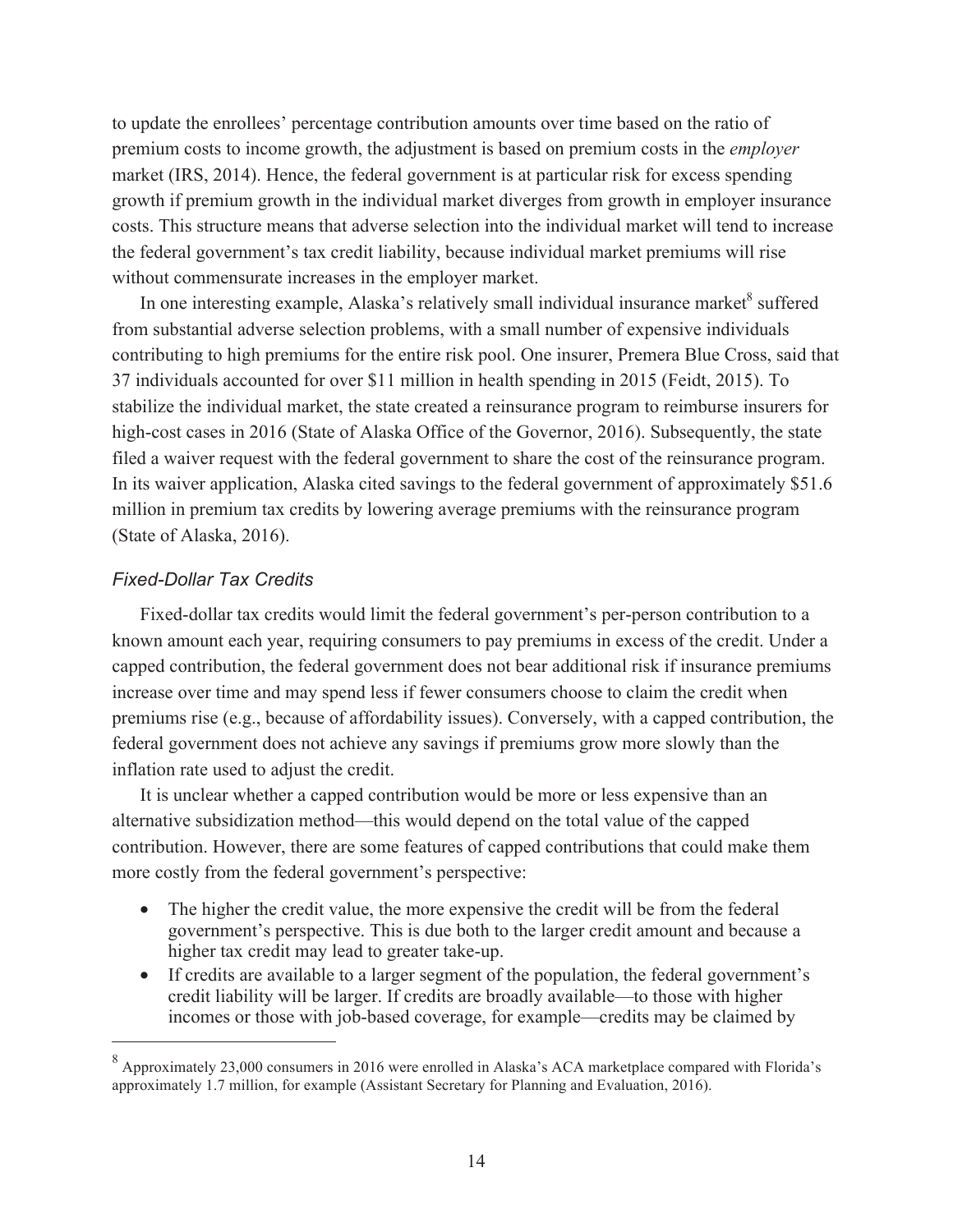to update the enrollees' percentage contribution amounts over time based on the ratio of premium costs to income growth, the adjustment is based on premium costs in the *employer* market (IRS, 2014). Hence, the federal government is at particular risk for excess spending growth if premium growth in the individual market diverges from growth in employer insurance costs. This structure means that adverse selection into the individual market will tend to increase the federal government's tax credit liability, because individual market premiums will rise without commensurate increases in the employer market.

In one interesting example, Alaska's relatively small individual insurance market[8] suffered from substantial adverse selection problems, with a small number of expensive individuals contributing to high premiums for the entire risk pool. One insurer, Premera Blue Cross, said that 37 individuals accounted for over $11 million in health spending in 2015 (Feidt, 2015). To stabilize the individual market, the state created a reinsurance program to reimburse insurers for high-cost cases in 2016 (State of Alaska Office of the Governor, 2016). Subsequently, the state filed a waiver request with the federal government to share the cost of the reinsurance program. In its waiver application, Alaska cited savings to the federal government of approximately $51.6 million in premium tax credits by lowering average premiums with the reinsurance program (State of Alaska, 2016).

### *Fixed-Dollar Tax Credits*

Fixed-dollar tax credits would limit the federal government's per-person contribution to a known amount each year, requiring consumers to pay premiums in excess of the credit. Under a capped contribution, the federal government does not bear additional risk if insurance premiums increase over time and may spend less if fewer consumers choose to claim the credit when premiums rise (e.g., because of affordability issues). Conversely, with a capped contribution, the federal government does not achieve any savings if premiums grow more slowly than the inflation rate used to adjust the credit.

It is unclear whether a capped contribution would be more or less expensive than an alternative subsidization method—this would depend on the total value of the capped contribution. However, there are some features of capped contributions that could make them more costly from the federal government's perspective:

- The higher the credit value, the more expensive the credit will be from the federal government's perspective. This is due both to the larger credit amount and because a higher tax credit may lead to greater take-up.
- If credits are available to a larger segment of the population, the federal government's credit liability will be larger. If credits are broadly available—to those with higher incomes or those with job-based coverage, for example—credits may be claimed by

[8] Approximately 23,000 consumers in 2016 were enrolled in Alaska's ACA marketplace compared with Florida's approximately 1.7 million, for example (Assistant Secretary for Planning and Evaluation, 2016).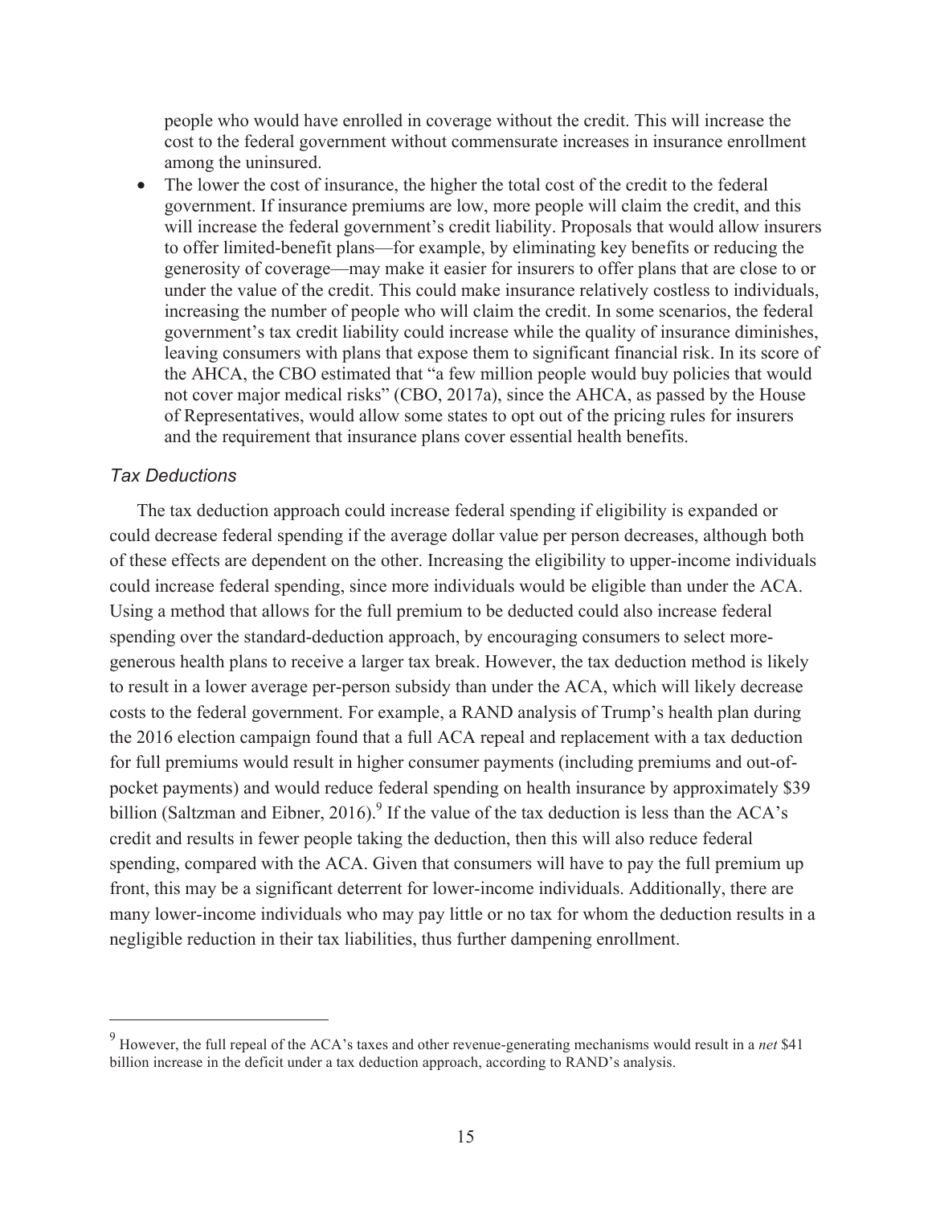people who would have enrolled in coverage without the credit. This will increase the cost to the federal government without commensurate increases in insurance enrollment among the uninsured.

- The lower the cost of insurance, the higher the total cost of the credit to the federal government. If insurance premiums are low, more people will claim the credit, and this will increase the federal government's credit liability. Proposals that would allow insurers to offer limited-benefit plans—for example, by eliminating key benefits or reducing the generosity of coverage—may make it easier for insurers to offer plans that are close to or under the value of the credit. This could make insurance relatively costless to individuals, increasing the number of people who will claim the credit. In some scenarios, the federal government's tax credit liability could increase while the quality of insurance diminishes, leaving consumers with plans that expose them to significant financial risk. In its score of the AHCA, the CBO estimated that "a few million people would buy policies that would not cover major medical risks" (CBO, 2017a), since the AHCA, as passed by the House of Representatives, would allow some states to opt out of the pricing rules for insurers and the requirement that insurance plans cover essential health benefits.

### *Tax Deductions*

The tax deduction approach could increase federal spending if eligibility is expanded or could decrease federal spending if the average dollar value per person decreases, although both of these effects are dependent on the other. Increasing the eligibility to upper-income individuals could increase federal spending, since more individuals would be eligible than under the ACA. Using a method that allows for the full premium to be deducted could also increase federal spending over the standard-deduction approach, by encouraging consumers to select more-generous health plans to receive a larger tax break. However, the tax deduction method is likely to result in a lower average per-person subsidy than under the ACA, which will likely decrease costs to the federal government. For example, a RAND analysis of Trump's health plan during the 2016 election campaign found that a full ACA repeal and replacement with a tax deduction for full premiums would result in higher consumer payments (including premiums and out-of-pocket payments) and would reduce federal spending on health insurance by approximately $39 billion (Saltzman and Eibner, 2016).[9] If the value of the tax deduction is less than the ACA's credit and results in fewer people taking the deduction, then this will also reduce federal spending, compared with the ACA. Given that consumers will have to pay the full premium up front, this may be a significant deterrent for lower-income individuals. Additionally, there are many lower-income individuals who may pay little or no tax for whom the deduction results in a negligible reduction in their tax liabilities, thus further dampening enrollment.

---

[9] However, the full repeal of the ACA's taxes and other revenue-generating mechanisms would result in a *net* $41 billion increase in the deficit under a tax deduction approach, according to RAND's analysis.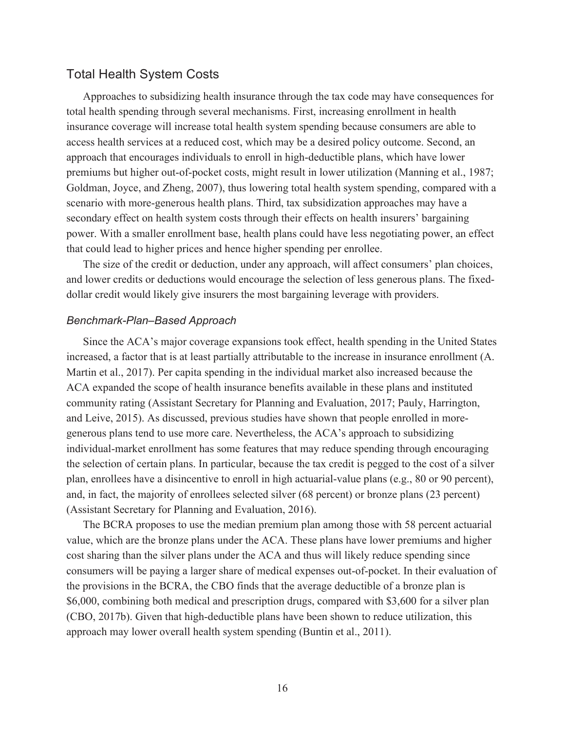## Total Health System Costs

Approaches to subsidizing health insurance through the tax code may have consequences for total health spending through several mechanisms. First, increasing enrollment in health insurance coverage will increase total health system spending because consumers are able to access health services at a reduced cost, which may be a desired policy outcome. Second, an approach that encourages individuals to enroll in high-deductible plans, which have lower premiums but higher out-of-pocket costs, might result in lower utilization (Manning et al., 1987; Goldman, Joyce, and Zheng, 2007), thus lowering total health system spending, compared with a scenario with more-generous health plans. Third, tax subsidization approaches may have a secondary effect on health system costs through their effects on health insurers' bargaining power. With a smaller enrollment base, health plans could have less negotiating power, an effect that could lead to higher prices and hence higher spending per enrollee.

The size of the credit or deduction, under any approach, will affect consumers' plan choices, and lower credits or deductions would encourage the selection of less generous plans. The fixed-dollar credit would likely give insurers the most bargaining leverage with providers.

### *Benchmark-Plan–Based Approach*

Since the ACA's major coverage expansions took effect, health spending in the United States increased, a factor that is at least partially attributable to the increase in insurance enrollment (A. Martin et al., 2017). Per capita spending in the individual market also increased because the ACA expanded the scope of health insurance benefits available in these plans and instituted community rating (Assistant Secretary for Planning and Evaluation, 2017; Pauly, Harrington, and Leive, 2015). As discussed, previous studies have shown that people enrolled in more-generous plans tend to use more care. Nevertheless, the ACA's approach to subsidizing individual-market enrollment has some features that may reduce spending through encouraging the selection of certain plans. In particular, because the tax credit is pegged to the cost of a silver plan, enrollees have a disincentive to enroll in high actuarial-value plans (e.g., 80 or 90 percent), and, in fact, the majority of enrollees selected silver (68 percent) or bronze plans (23 percent) (Assistant Secretary for Planning and Evaluation, 2016).

The BCRA proposes to use the median premium plan among those with 58 percent actuarial value, which are the bronze plans under the ACA. These plans have lower premiums and higher cost sharing than the silver plans under the ACA and thus will likely reduce spending since consumers will be paying a larger share of medical expenses out-of-pocket. In their evaluation of the provisions in the BCRA, the CBO finds that the average deductible of a bronze plan is $6,000, combining both medical and prescription drugs, compared with $3,600 for a silver plan (CBO, 2017b). Given that high-deductible plans have been shown to reduce utilization, this approach may lower overall health system spending (Buntin et al., 2011).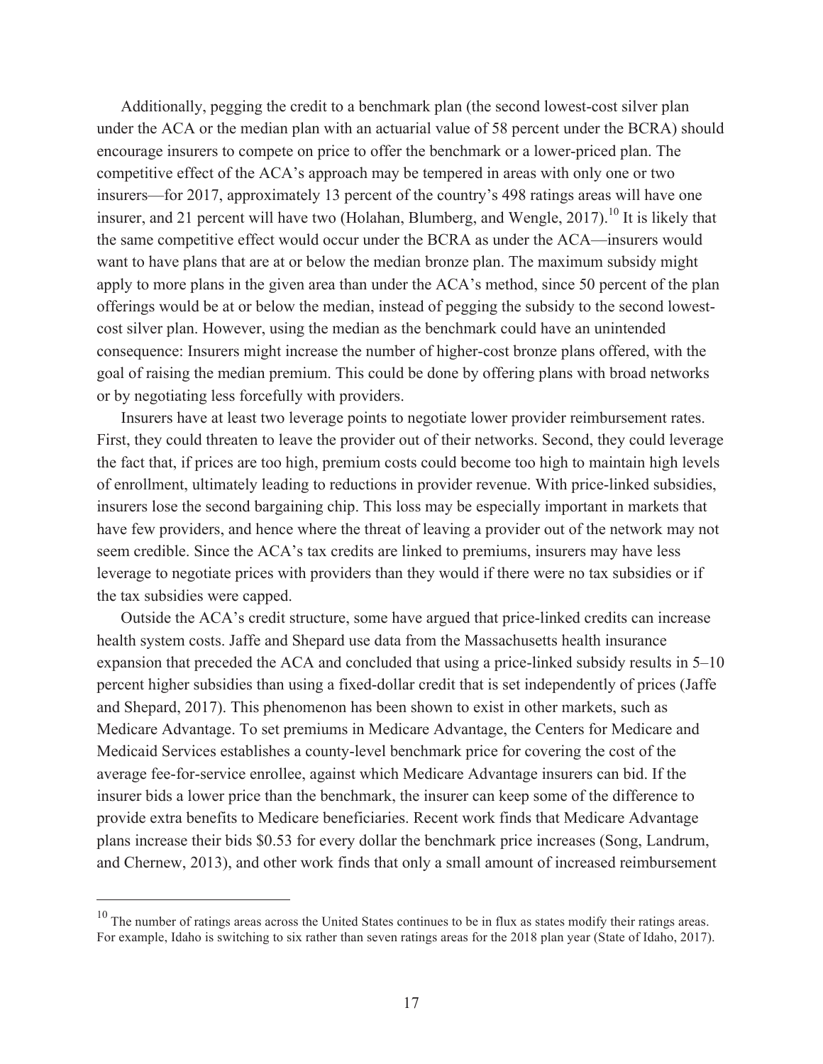Additionally, pegging the credit to a benchmark plan (the second lowest-cost silver plan under the ACA or the median plan with an actuarial value of 58 percent under the BCRA) should encourage insurers to compete on price to offer the benchmark or a lower-priced plan. The competitive effect of the ACA's approach may be tempered in areas with only one or two insurers—for 2017, approximately 13 percent of the country's 498 ratings areas will have one insurer, and 21 percent will have two (Holahan, Blumberg, and Wengle, 2017).[10] It is likely that the same competitive effect would occur under the BCRA as under the ACA—insurers would want to have plans that are at or below the median bronze plan. The maximum subsidy might apply to more plans in the given area than under the ACA's method, since 50 percent of the plan offerings would be at or below the median, instead of pegging the subsidy to the second lowest-cost silver plan. However, using the median as the benchmark could have an unintended consequence: Insurers might increase the number of higher-cost bronze plans offered, with the goal of raising the median premium. This could be done by offering plans with broad networks or by negotiating less forcefully with providers.

Insurers have at least two leverage points to negotiate lower provider reimbursement rates. First, they could threaten to leave the provider out of their networks. Second, they could leverage the fact that, if prices are too high, premium costs could become too high to maintain high levels of enrollment, ultimately leading to reductions in provider revenue. With price-linked subsidies, insurers lose the second bargaining chip. This loss may be especially important in markets that have few providers, and hence where the threat of leaving a provider out of the network may not seem credible. Since the ACA's tax credits are linked to premiums, insurers may have less leverage to negotiate prices with providers than they would if there were no tax subsidies or if the tax subsidies were capped.

Outside the ACA's credit structure, some have argued that price-linked credits can increase health system costs. Jaffe and Shepard use data from the Massachusetts health insurance expansion that preceded the ACA and concluded that using a price-linked subsidy results in 5–10 percent higher subsidies than using a fixed-dollar credit that is set independently of prices (Jaffe and Shepard, 2017). This phenomenon has been shown to exist in other markets, such as Medicare Advantage. To set premiums in Medicare Advantage, the Centers for Medicare and Medicaid Services establishes a county-level benchmark price for covering the cost of the average fee-for-service enrollee, against which Medicare Advantage insurers can bid. If the insurer bids a lower price than the benchmark, the insurer can keep some of the difference to provide extra benefits to Medicare beneficiaries. Recent work finds that Medicare Advantage plans increase their bids \$0.53 for every dollar the benchmark price increases (Song, Landrum, and Chernew, 2013), and other work finds that only a small amount of increased reimbursement

---

[10] The number of ratings areas across the United States continues to be in flux as states modify their ratings areas. For example, Idaho is switching to six rather than seven ratings areas for the 2018 plan year (State of Idaho, 2017).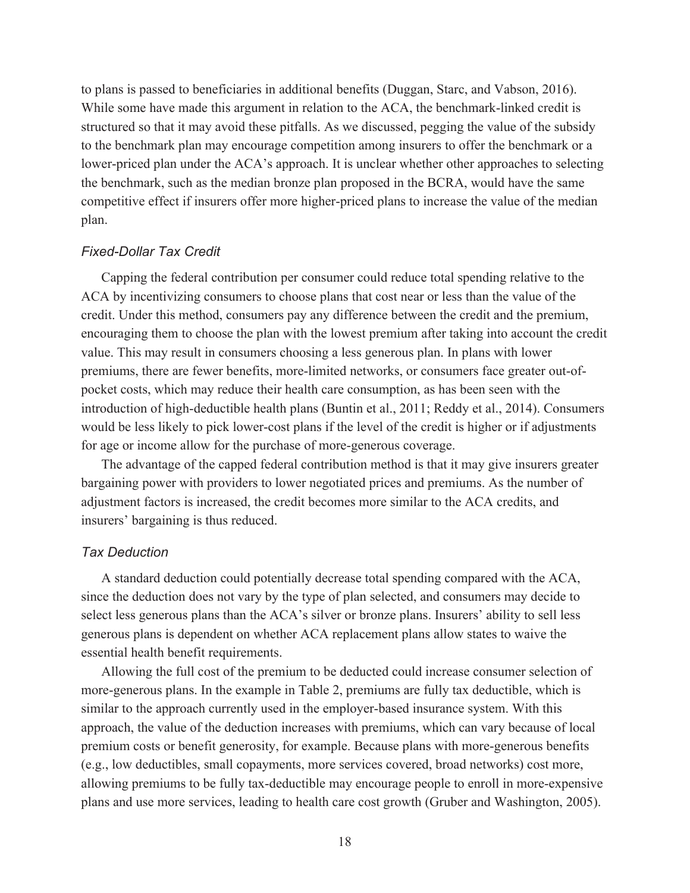to plans is passed to beneficiaries in additional benefits (Duggan, Starc, and Vabson, 2016). While some have made this argument in relation to the ACA, the benchmark-linked credit is structured so that it may avoid these pitfalls. As we discussed, pegging the value of the subsidy to the benchmark plan may encourage competition among insurers to offer the benchmark or a lower-priced plan under the ACA's approach. It is unclear whether other approaches to selecting the benchmark, such as the median bronze plan proposed in the BCRA, would have the same competitive effect if insurers offer more higher-priced plans to increase the value of the median plan.

### *Fixed-Dollar Tax Credit*

Capping the federal contribution per consumer could reduce total spending relative to the ACA by incentivizing consumers to choose plans that cost near or less than the value of the credit. Under this method, consumers pay any difference between the credit and the premium, encouraging them to choose the plan with the lowest premium after taking into account the credit value. This may result in consumers choosing a less generous plan. In plans with lower premiums, there are fewer benefits, more-limited networks, or consumers face greater out-of-pocket costs, which may reduce their health care consumption, as has been seen with the introduction of high-deductible health plans (Buntin et al., 2011; Reddy et al., 2014). Consumers would be less likely to pick lower-cost plans if the level of the credit is higher or if adjustments for age or income allow for the purchase of more-generous coverage.

The advantage of the capped federal contribution method is that it may give insurers greater bargaining power with providers to lower negotiated prices and premiums. As the number of adjustment factors is increased, the credit becomes more similar to the ACA credits, and insurers' bargaining is thus reduced.

### *Tax Deduction*

A standard deduction could potentially decrease total spending compared with the ACA, since the deduction does not vary by the type of plan selected, and consumers may decide to select less generous plans than the ACA's silver or bronze plans. Insurers' ability to sell less generous plans is dependent on whether ACA replacement plans allow states to waive the essential health benefit requirements.

Allowing the full cost of the premium to be deducted could increase consumer selection of more-generous plans. In the example in Table 2, premiums are fully tax deductible, which is similar to the approach currently used in the employer-based insurance system. With this approach, the value of the deduction increases with premiums, which can vary because of local premium costs or benefit generosity, for example. Because plans with more-generous benefits (e.g., low deductibles, small copayments, more services covered, broad networks) cost more, allowing premiums to be fully tax-deductible may encourage people to enroll in more-expensive plans and use more services, leading to health care cost growth (Gruber and Washington, 2005).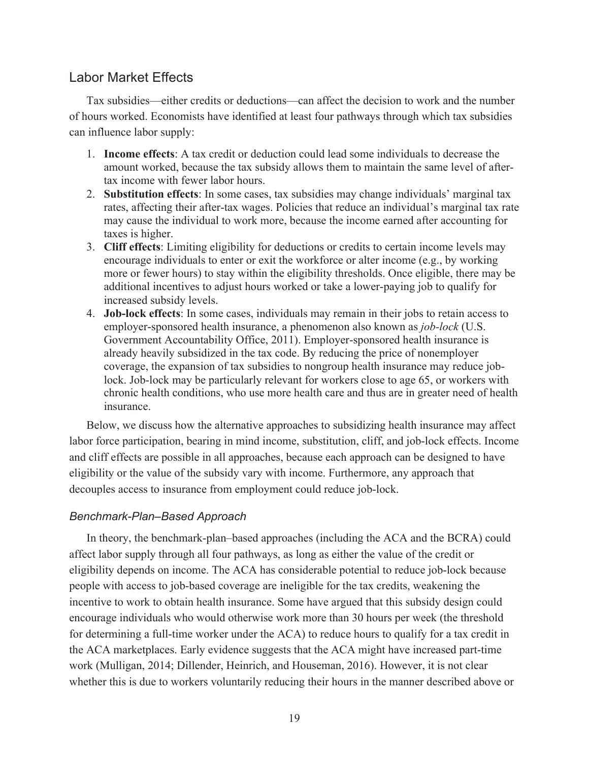## Labor Market Effects

Tax subsidies—either credits or deductions—can affect the decision to work and the number of hours worked. Economists have identified at least four pathways through which tax subsidies can influence labor supply:

1. **Income effects**: A tax credit or deduction could lead some individuals to decrease the amount worked, because the tax subsidy allows them to maintain the same level of after-tax income with fewer labor hours.
2. **Substitution effects**: In some cases, tax subsidies may change individuals' marginal tax rates, affecting their after-tax wages. Policies that reduce an individual's marginal tax rate may cause the individual to work more, because the income earned after accounting for taxes is higher.
3. **Cliff effects**: Limiting eligibility for deductions or credits to certain income levels may encourage individuals to enter or exit the workforce or alter income (e.g., by working more or fewer hours) to stay within the eligibility thresholds. Once eligible, there may be additional incentives to adjust hours worked or take a lower-paying job to qualify for increased subsidy levels.
4. **Job-lock effects**: In some cases, individuals may remain in their jobs to retain access to employer-sponsored health insurance, a phenomenon also known as *job-lock* (U.S. Government Accountability Office, 2011). Employer-sponsored health insurance is already heavily subsidized in the tax code. By reducing the price of nonemployer coverage, the expansion of tax subsidies to nongroup health insurance may reduce job-lock. Job-lock may be particularly relevant for workers close to age 65, or workers with chronic health conditions, who use more health care and thus are in greater need of health insurance.

Below, we discuss how the alternative approaches to subsidizing health insurance may affect labor force participation, bearing in mind income, substitution, cliff, and job-lock effects. Income and cliff effects are possible in all approaches, because each approach can be designed to have eligibility or the value of the subsidy vary with income. Furthermore, any approach that decouples access to insurance from employment could reduce job-lock.

### *Benchmark-Plan–Based Approach*

In theory, the benchmark-plan–based approaches (including the ACA and the BCRA) could affect labor supply through all four pathways, as long as either the value of the credit or eligibility depends on income. The ACA has considerable potential to reduce job-lock because people with access to job-based coverage are ineligible for the tax credits, weakening the incentive to work to obtain health insurance. Some have argued that this subsidy design could encourage individuals who would otherwise work more than 30 hours per week (the threshold for determining a full-time worker under the ACA) to reduce hours to qualify for a tax credit in the ACA marketplaces. Early evidence suggests that the ACA might have increased part-time work (Mulligan, 2014; Dillender, Heinrich, and Houseman, 2016). However, it is not clear whether this is due to workers voluntarily reducing their hours in the manner described above or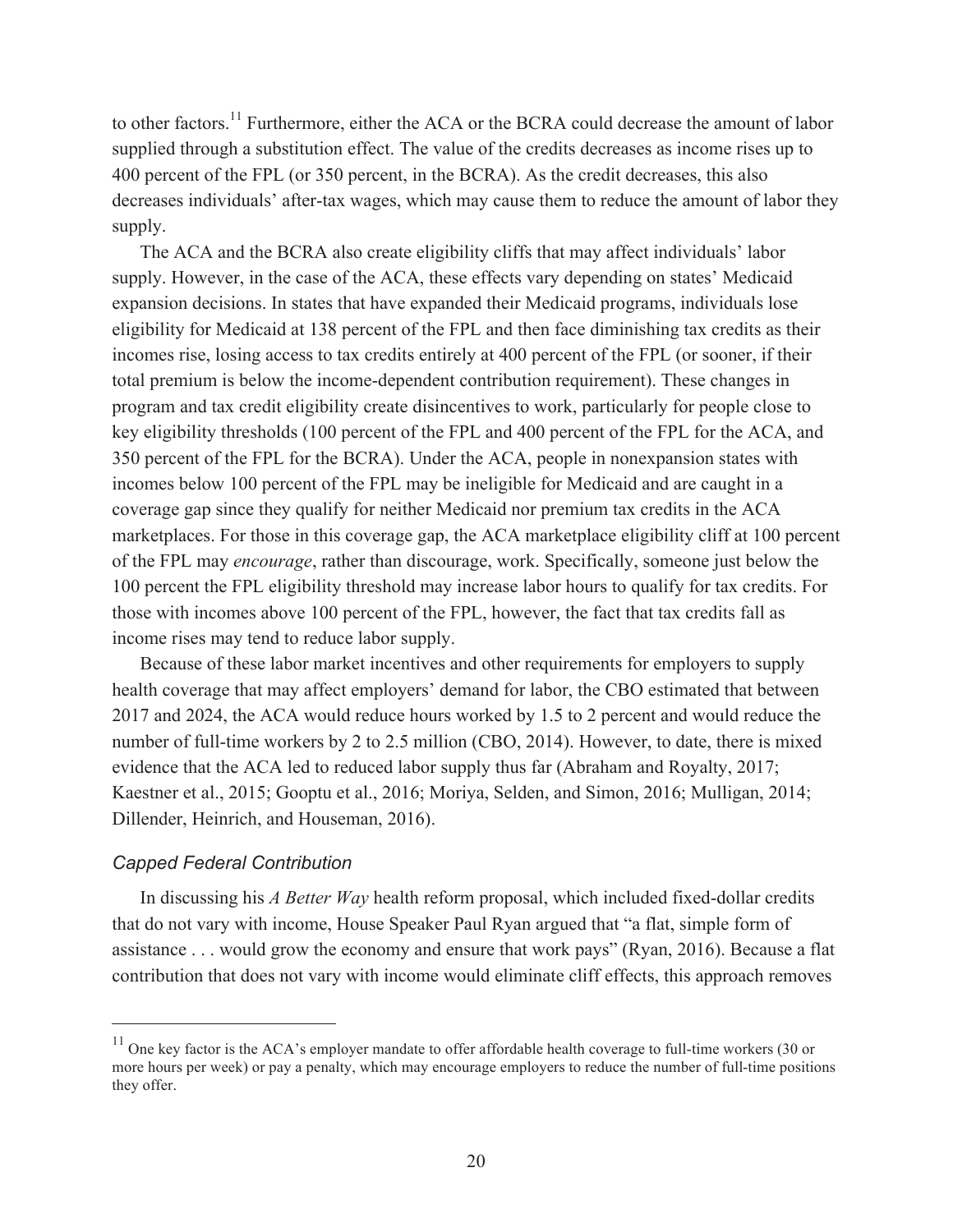to other factors.[11] Furthermore, either the ACA or the BCRA could decrease the amount of labor supplied through a substitution effect. The value of the credits decreases as income rises up to 400 percent of the FPL (or 350 percent, in the BCRA). As the credit decreases, this also decreases individuals' after-tax wages, which may cause them to reduce the amount of labor they supply.

The ACA and the BCRA also create eligibility cliffs that may affect individuals' labor supply. However, in the case of the ACA, these effects vary depending on states' Medicaid expansion decisions. In states that have expanded their Medicaid programs, individuals lose eligibility for Medicaid at 138 percent of the FPL and then face diminishing tax credits as their incomes rise, losing access to tax credits entirely at 400 percent of the FPL (or sooner, if their total premium is below the income-dependent contribution requirement). These changes in program and tax credit eligibility create disincentives to work, particularly for people close to key eligibility thresholds (100 percent of the FPL and 400 percent of the FPL for the ACA, and 350 percent of the FPL for the BCRA). Under the ACA, people in nonexpansion states with incomes below 100 percent of the FPL may be ineligible for Medicaid and are caught in a coverage gap since they qualify for neither Medicaid nor premium tax credits in the ACA marketplaces. For those in this coverage gap, the ACA marketplace eligibility cliff at 100 percent of the FPL may *encourage*, rather than discourage, work. Specifically, someone just below the 100 percent the FPL eligibility threshold may increase labor hours to qualify for tax credits. For those with incomes above 100 percent of the FPL, however, the fact that tax credits fall as income rises may tend to reduce labor supply.

Because of these labor market incentives and other requirements for employers to supply health coverage that may affect employers' demand for labor, the CBO estimated that between 2017 and 2024, the ACA would reduce hours worked by 1.5 to 2 percent and would reduce the number of full-time workers by 2 to 2.5 million (CBO, 2014). However, to date, there is mixed evidence that the ACA led to reduced labor supply thus far (Abraham and Royalty, 2017; Kaestner et al., 2015; Gooptu et al., 2016; Moriya, Selden, and Simon, 2016; Mulligan, 2014; Dillender, Heinrich, and Houseman, 2016).

### *Capped Federal Contribution*

In discussing his *A Better Way* health reform proposal, which included fixed-dollar credits that do not vary with income, House Speaker Paul Ryan argued that "a flat, simple form of assistance . . . would grow the economy and ensure that work pays" (Ryan, 2016). Because a flat contribution that does not vary with income would eliminate cliff effects, this approach removes

[11] One key factor is the ACA's employer mandate to offer affordable health coverage to full-time workers (30 or more hours per week) or pay a penalty, which may encourage employers to reduce the number of full-time positions they offer.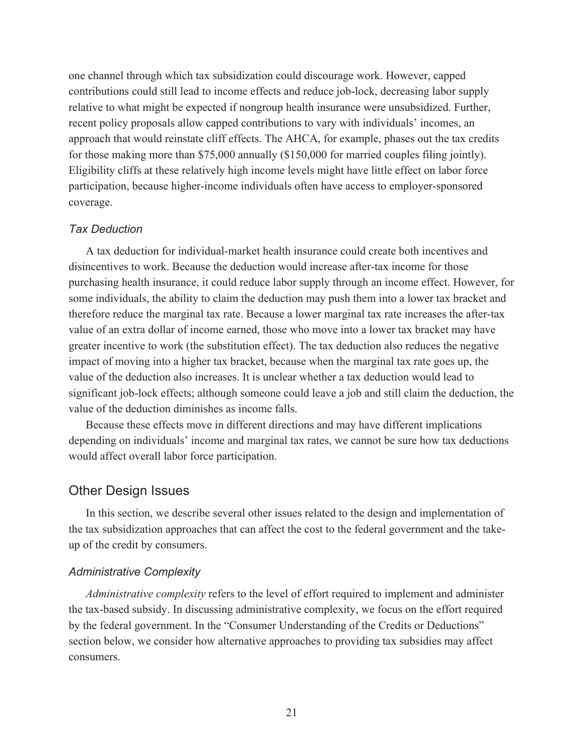one channel through which tax subsidization could discourage work. However, capped contributions could still lead to income effects and reduce job-lock, decreasing labor supply relative to what might be expected if nongroup health insurance were unsubsidized. Further, recent policy proposals allow capped contributions to vary with individuals' incomes, an approach that would reinstate cliff effects. The AHCA, for example, phases out the tax credits for those making more than $75,000 annually ($150,000 for married couples filing jointly). Eligibility cliffs at these relatively high income levels might have little effect on labor force participation, because higher-income individuals often have access to employer-sponsored coverage.

### *Tax Deduction*

A tax deduction for individual-market health insurance could create both incentives and disincentives to work. Because the deduction would increase after-tax income for those purchasing health insurance, it could reduce labor supply through an income effect. However, for some individuals, the ability to claim the deduction may push them into a lower tax bracket and therefore reduce the marginal tax rate. Because a lower marginal tax rate increases the after-tax value of an extra dollar of income earned, those who move into a lower tax bracket may have greater incentive to work (the substitution effect). The tax deduction also reduces the negative impact of moving into a higher tax bracket, because when the marginal tax rate goes up, the value of the deduction also increases. It is unclear whether a tax deduction would lead to significant job-lock effects; although someone could leave a job and still claim the deduction, the value of the deduction diminishes as income falls.

Because these effects move in different directions and may have different implications depending on individuals' income and marginal tax rates, we cannot be sure how tax deductions would affect overall labor force participation.

## Other Design Issues

In this section, we describe several other issues related to the design and implementation of the tax subsidization approaches that can affect the cost to the federal government and the take-up of the credit by consumers.

### *Administrative Complexity*

*Administrative complexity* refers to the level of effort required to implement and administer the tax-based subsidy. In discussing administrative complexity, we focus on the effort required by the federal government. In the "Consumer Understanding of the Credits or Deductions" section below, we consider how alternative approaches to providing tax subsidies may affect consumers.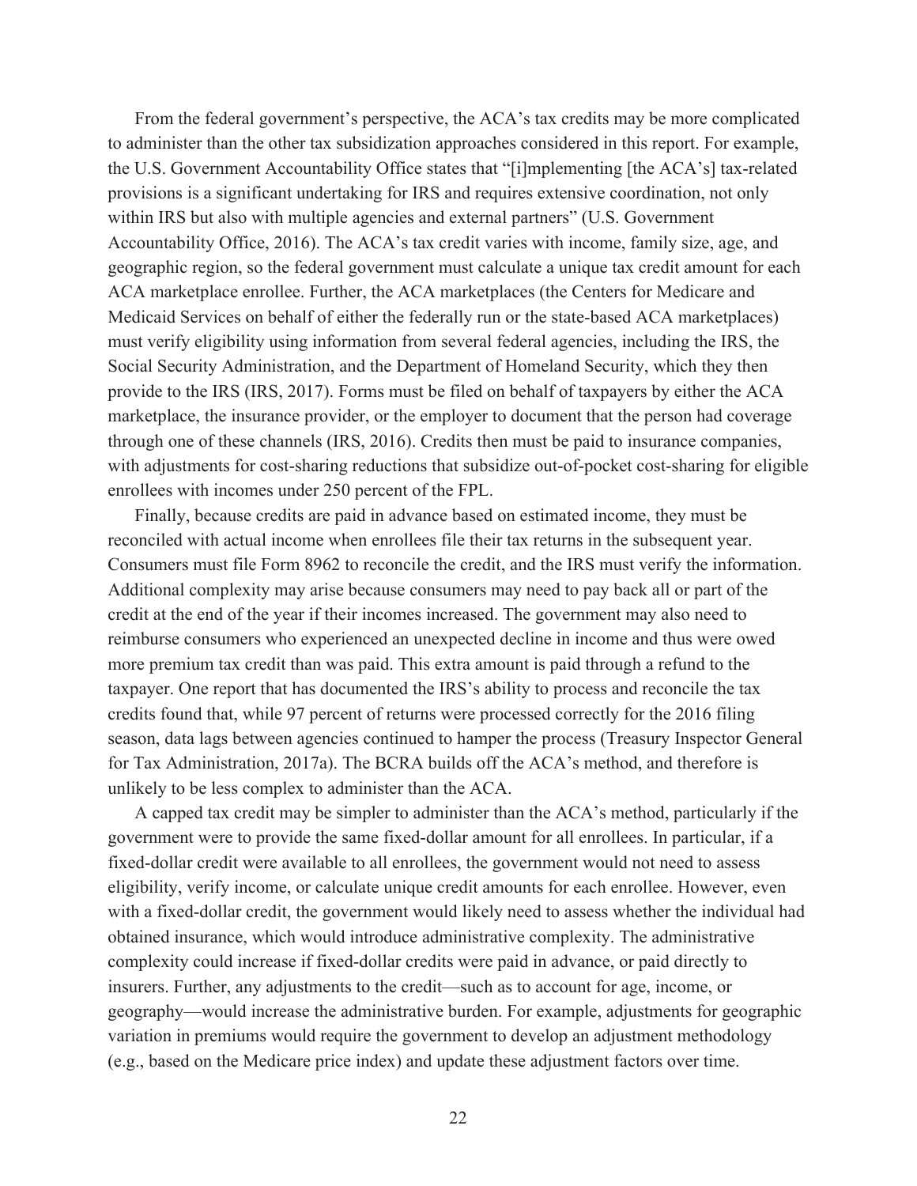From the federal government's perspective, the ACA's tax credits may be more complicated to administer than the other tax subsidization approaches considered in this report. For example, the U.S. Government Accountability Office states that "[i]mplementing [the ACA's] tax-related provisions is a significant undertaking for IRS and requires extensive coordination, not only within IRS but also with multiple agencies and external partners" (U.S. Government Accountability Office, 2016). The ACA's tax credit varies with income, family size, age, and geographic region, so the federal government must calculate a unique tax credit amount for each ACA marketplace enrollee. Further, the ACA marketplaces (the Centers for Medicare and Medicaid Services on behalf of either the federally run or the state-based ACA marketplaces) must verify eligibility using information from several federal agencies, including the IRS, the Social Security Administration, and the Department of Homeland Security, which they then provide to the IRS (IRS, 2017). Forms must be filed on behalf of taxpayers by either the ACA marketplace, the insurance provider, or the employer to document that the person had coverage through one of these channels (IRS, 2016). Credits then must be paid to insurance companies, with adjustments for cost-sharing reductions that subsidize out-of-pocket cost-sharing for eligible enrollees with incomes under 250 percent of the FPL.

Finally, because credits are paid in advance based on estimated income, they must be reconciled with actual income when enrollees file their tax returns in the subsequent year. Consumers must file Form 8962 to reconcile the credit, and the IRS must verify the information. Additional complexity may arise because consumers may need to pay back all or part of the credit at the end of the year if their incomes increased. The government may also need to reimburse consumers who experienced an unexpected decline in income and thus were owed more premium tax credit than was paid. This extra amount is paid through a refund to the taxpayer. One report that has documented the IRS's ability to process and reconcile the tax credits found that, while 97 percent of returns were processed correctly for the 2016 filing season, data lags between agencies continued to hamper the process (Treasury Inspector General for Tax Administration, 2017a). The BCRA builds off the ACA's method, and therefore is unlikely to be less complex to administer than the ACA.

A capped tax credit may be simpler to administer than the ACA's method, particularly if the government were to provide the same fixed-dollar amount for all enrollees. In particular, if a fixed-dollar credit were available to all enrollees, the government would not need to assess eligibility, verify income, or calculate unique credit amounts for each enrollee. However, even with a fixed-dollar credit, the government would likely need to assess whether the individual had obtained insurance, which would introduce administrative complexity. The administrative complexity could increase if fixed-dollar credits were paid in advance, or paid directly to insurers. Further, any adjustments to the credit—such as to account for age, income, or geography—would increase the administrative burden. For example, adjustments for geographic variation in premiums would require the government to develop an adjustment methodology (e.g., based on the Medicare price index) and update these adjustment factors over time.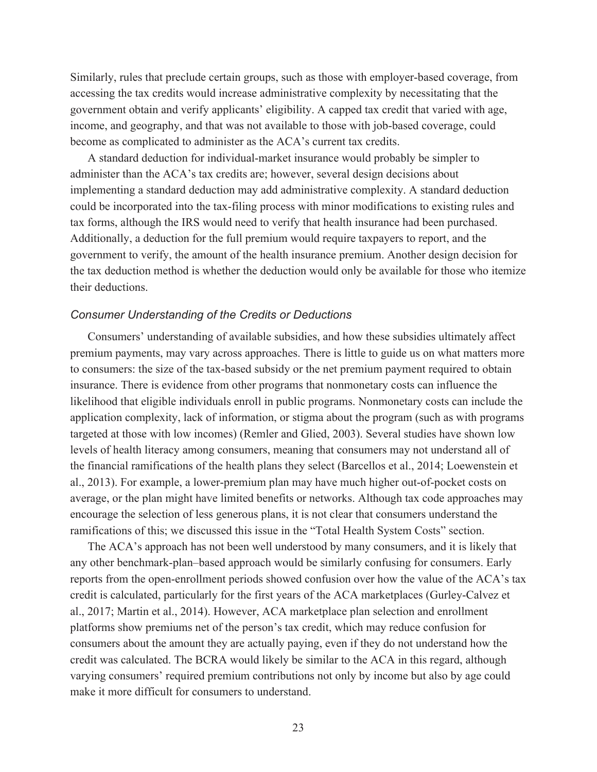Similarly, rules that preclude certain groups, such as those with employer-based coverage, from accessing the tax credits would increase administrative complexity by necessitating that the government obtain and verify applicants' eligibility. A capped tax credit that varied with age, income, and geography, and that was not available to those with job-based coverage, could become as complicated to administer as the ACA's current tax credits.

A standard deduction for individual-market insurance would probably be simpler to administer than the ACA's tax credits are; however, several design decisions about implementing a standard deduction may add administrative complexity. A standard deduction could be incorporated into the tax-filing process with minor modifications to existing rules and tax forms, although the IRS would need to verify that health insurance had been purchased. Additionally, a deduction for the full premium would require taxpayers to report, and the government to verify, the amount of the health insurance premium. Another design decision for the tax deduction method is whether the deduction would only be available for those who itemize their deductions.

### *Consumer Understanding of the Credits or Deductions*

Consumers' understanding of available subsidies, and how these subsidies ultimately affect premium payments, may vary across approaches. There is little to guide us on what matters more to consumers: the size of the tax-based subsidy or the net premium payment required to obtain insurance. There is evidence from other programs that nonmonetary costs can influence the likelihood that eligible individuals enroll in public programs. Nonmonetary costs can include the application complexity, lack of information, or stigma about the program (such as with programs targeted at those with low incomes) (Remler and Glied, 2003). Several studies have shown low levels of health literacy among consumers, meaning that consumers may not understand all of the financial ramifications of the health plans they select (Barcellos et al., 2014; Loewenstein et al., 2013). For example, a lower-premium plan may have much higher out-of-pocket costs on average, or the plan might have limited benefits or networks. Although tax code approaches may encourage the selection of less generous plans, it is not clear that consumers understand the ramifications of this; we discussed this issue in the "Total Health System Costs" section.

The ACA's approach has not been well understood by many consumers, and it is likely that any other benchmark-plan–based approach would be similarly confusing for consumers. Early reports from the open-enrollment periods showed confusion over how the value of the ACA's tax credit is calculated, particularly for the first years of the ACA marketplaces (Gurley-Calvez et al., 2017; Martin et al., 2014). However, ACA marketplace plan selection and enrollment platforms show premiums net of the person's tax credit, which may reduce confusion for consumers about the amount they are actually paying, even if they do not understand how the credit was calculated. The BCRA would likely be similar to the ACA in this regard, although varying consumers' required premium contributions not only by income but also by age could make it more difficult for consumers to understand.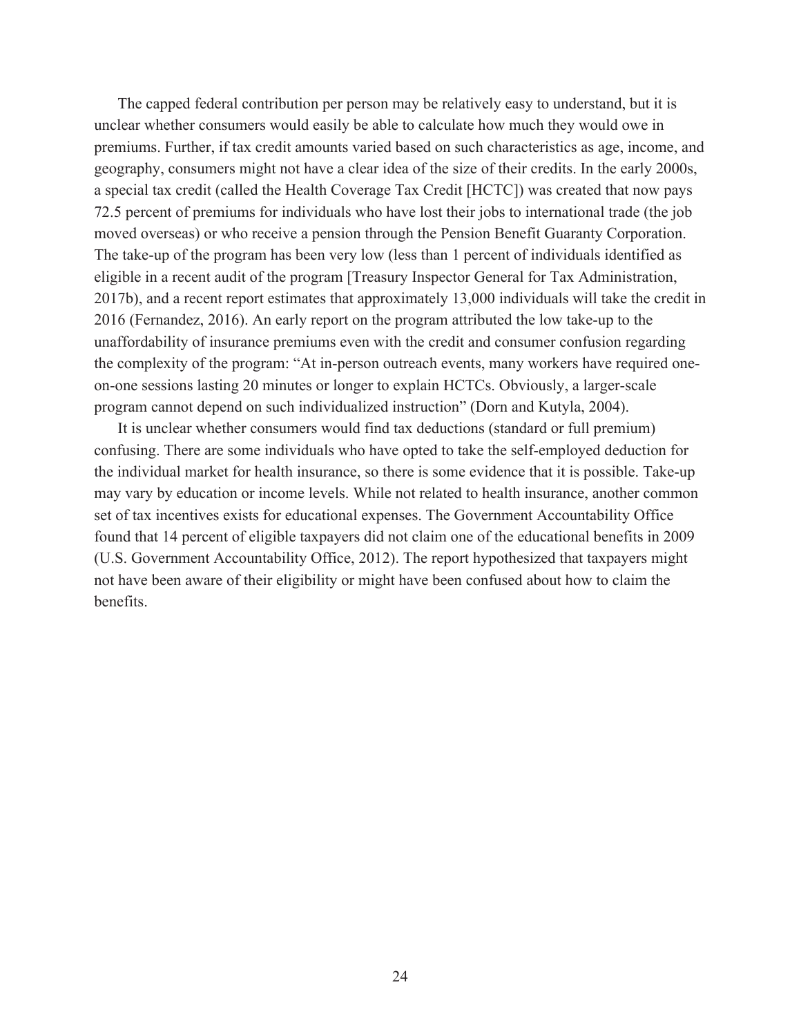The capped federal contribution per person may be relatively easy to understand, but it is unclear whether consumers would easily be able to calculate how much they would owe in premiums. Further, if tax credit amounts varied based on such characteristics as age, income, and geography, consumers might not have a clear idea of the size of their credits. In the early 2000s, a special tax credit (called the Health Coverage Tax Credit [HCTC]) was created that now pays 72.5 percent of premiums for individuals who have lost their jobs to international trade (the job moved overseas) or who receive a pension through the Pension Benefit Guaranty Corporation. The take-up of the program has been very low (less than 1 percent of individuals identified as eligible in a recent audit of the program [Treasury Inspector General for Tax Administration, 2017b), and a recent report estimates that approximately 13,000 individuals will take the credit in 2016 (Fernandez, 2016). An early report on the program attributed the low take-up to the unaffordability of insurance premiums even with the credit and consumer confusion regarding the complexity of the program: "At in-person outreach events, many workers have required one-on-one sessions lasting 20 minutes or longer to explain HCTCs. Obviously, a larger-scale program cannot depend on such individualized instruction" (Dorn and Kutyla, 2004).

It is unclear whether consumers would find tax deductions (standard or full premium) confusing. There are some individuals who have opted to take the self-employed deduction for the individual market for health insurance, so there is some evidence that it is possible. Take-up may vary by education or income levels. While not related to health insurance, another common set of tax incentives exists for educational expenses. The Government Accountability Office found that 14 percent of eligible taxpayers did not claim one of the educational benefits in 2009 (U.S. Government Accountability Office, 2012). The report hypothesized that taxpayers might not have been aware of their eligibility or might have been confused about how to claim the benefits.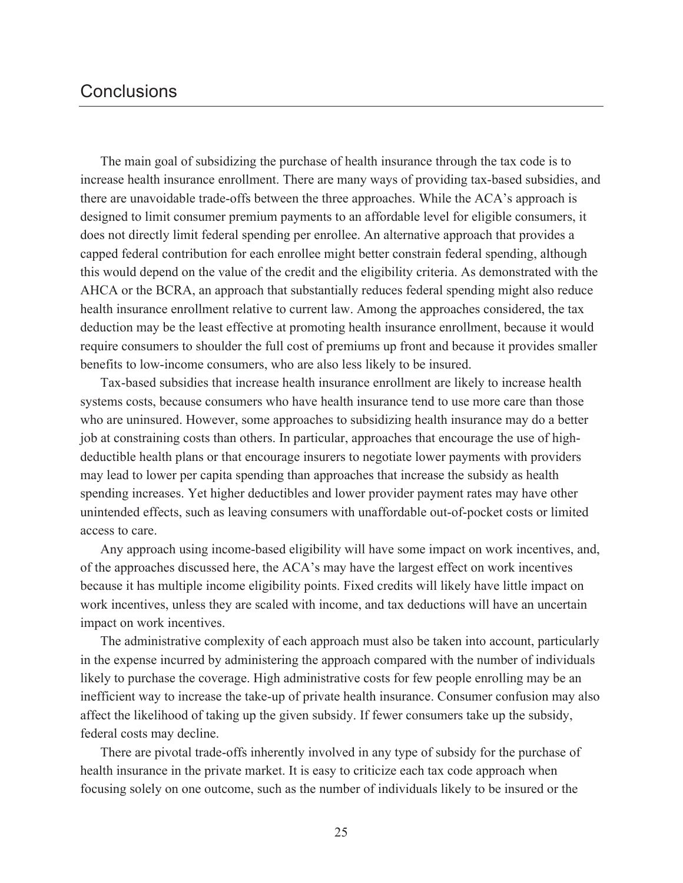## Conclusions

The main goal of subsidizing the purchase of health insurance through the tax code is to increase health insurance enrollment. There are many ways of providing tax-based subsidies, and there are unavoidable trade-offs between the three approaches. While the ACA's approach is designed to limit consumer premium payments to an affordable level for eligible consumers, it does not directly limit federal spending per enrollee. An alternative approach that provides a capped federal contribution for each enrollee might better constrain federal spending, although this would depend on the value of the credit and the eligibility criteria. As demonstrated with the AHCA or the BCRA, an approach that substantially reduces federal spending might also reduce health insurance enrollment relative to current law. Among the approaches considered, the tax deduction may be the least effective at promoting health insurance enrollment, because it would require consumers to shoulder the full cost of premiums up front and because it provides smaller benefits to low-income consumers, who are also less likely to be insured.

Tax-based subsidies that increase health insurance enrollment are likely to increase health systems costs, because consumers who have health insurance tend to use more care than those who are uninsured. However, some approaches to subsidizing health insurance may do a better job at constraining costs than others. In particular, approaches that encourage the use of high-deductible health plans or that encourage insurers to negotiate lower payments with providers may lead to lower per capita spending than approaches that increase the subsidy as health spending increases. Yet higher deductibles and lower provider payment rates may have other unintended effects, such as leaving consumers with unaffordable out-of-pocket costs or limited access to care.

Any approach using income-based eligibility will have some impact on work incentives, and, of the approaches discussed here, the ACA's may have the largest effect on work incentives because it has multiple income eligibility points. Fixed credits will likely have little impact on work incentives, unless they are scaled with income, and tax deductions will have an uncertain impact on work incentives.

The administrative complexity of each approach must also be taken into account, particularly in the expense incurred by administering the approach compared with the number of individuals likely to purchase the coverage. High administrative costs for few people enrolling may be an inefficient way to increase the take-up of private health insurance. Consumer confusion may also affect the likelihood of taking up the given subsidy. If fewer consumers take up the subsidy, federal costs may decline.

There are pivotal trade-offs inherently involved in any type of subsidy for the purchase of health insurance in the private market. It is easy to criticize each tax code approach when focusing solely on one outcome, such as the number of individuals likely to be insured or the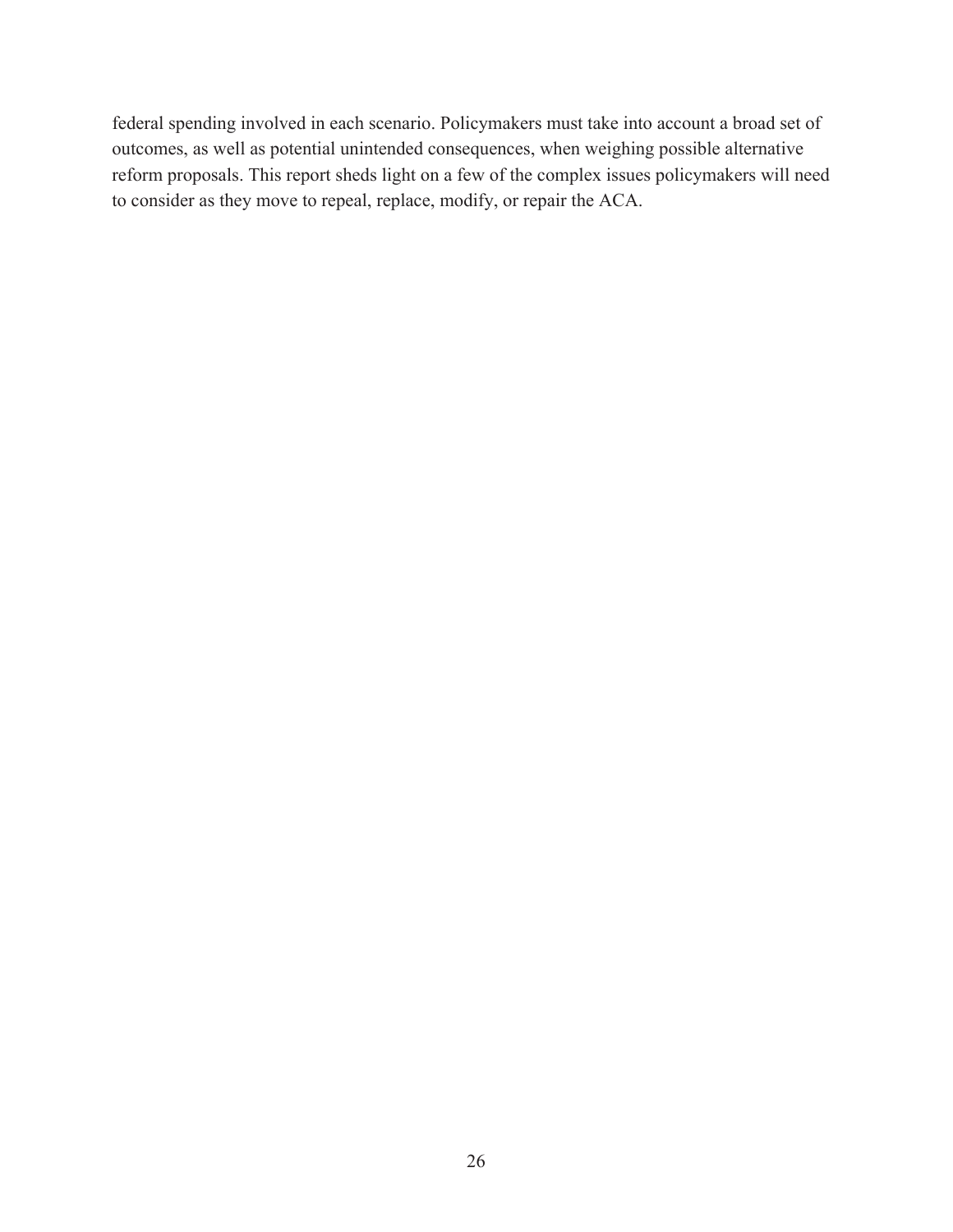federal spending involved in each scenario. Policymakers must take into account a broad set of outcomes, as well as potential unintended consequences, when weighing possible alternative reform proposals. This report sheds light on a few of the complex issues policymakers will need to consider as they move to repeal, replace, modify, or repair the ACA.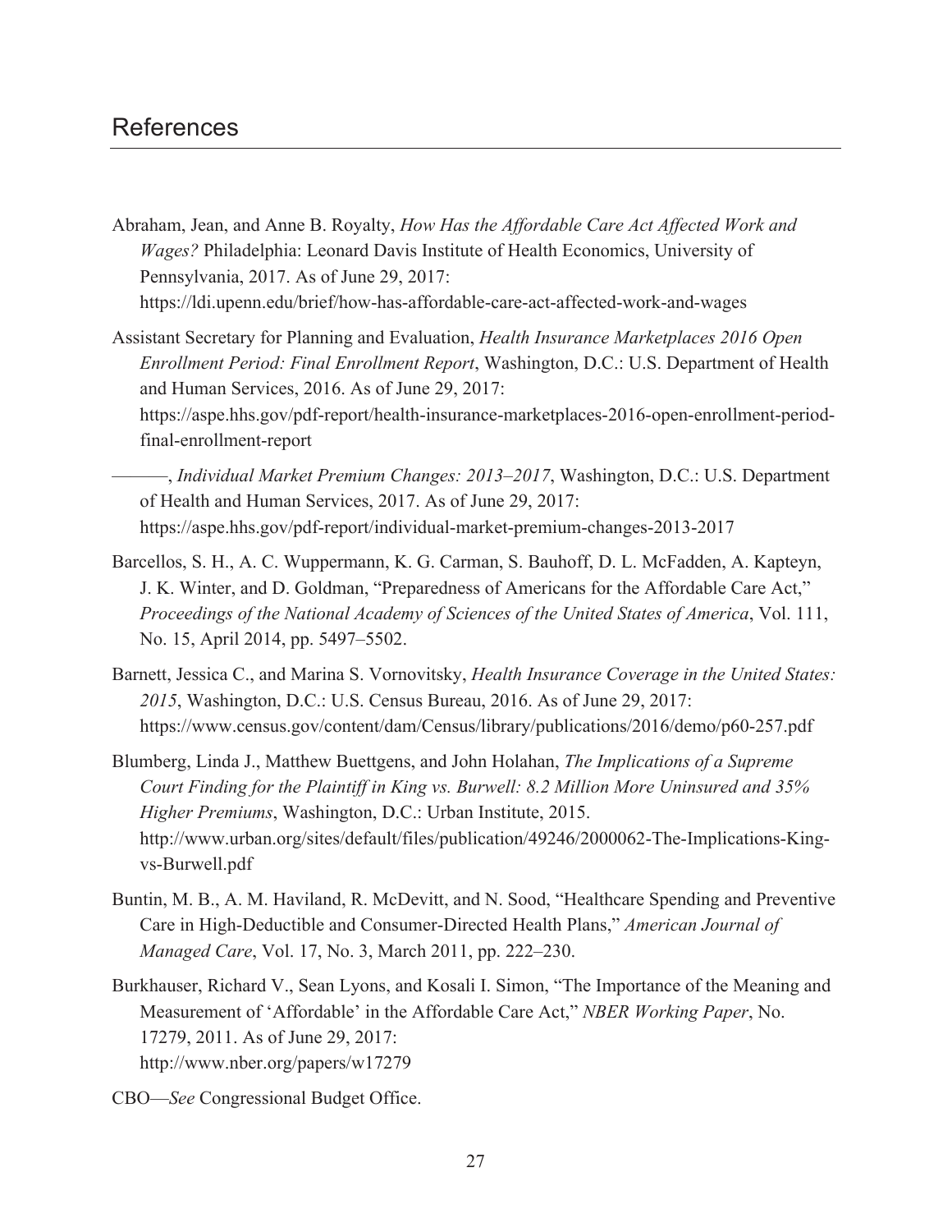# References

Abraham, Jean, and Anne B. Royalty, *How Has the Affordable Care Act Affected Work and Wages?* Philadelphia: Leonard Davis Institute of Health Economics, University of Pennsylvania, 2017. As of June 29, 2017: https://ldi.upenn.edu/brief/how-has-affordable-care-act-affected-work-and-wages

Assistant Secretary for Planning and Evaluation, *Health Insurance Marketplaces 2016 Open Enrollment Period: Final Enrollment Report*, Washington, D.C.: U.S. Department of Health and Human Services, 2016. As of June 29, 2017: https://aspe.hhs.gov/pdf-report/health-insurance-marketplaces-2016-open-enrollment-period-final-enrollment-report

———, *Individual Market Premium Changes: 2013–2017*, Washington, D.C.: U.S. Department of Health and Human Services, 2017. As of June 29, 2017: https://aspe.hhs.gov/pdf-report/individual-market-premium-changes-2013-2017

Barcellos, S. H., A. C. Wuppermann, K. G. Carman, S. Bauhoff, D. L. McFadden, A. Kapteyn, J. K. Winter, and D. Goldman, "Preparedness of Americans for the Affordable Care Act," *Proceedings of the National Academy of Sciences of the United States of America*, Vol. 111, No. 15, April 2014, pp. 5497–5502.

Barnett, Jessica C., and Marina S. Vornovitsky, *Health Insurance Coverage in the United States: 2015*, Washington, D.C.: U.S. Census Bureau, 2016. As of June 29, 2017: https://www.census.gov/content/dam/Census/library/publications/2016/demo/p60-257.pdf

Blumberg, Linda J., Matthew Buettgens, and John Holahan, *The Implications of a Supreme Court Finding for the Plaintiff in King vs. Burwell: 8.2 Million More Uninsured and 35% Higher Premiums*, Washington, D.C.: Urban Institute, 2015. http://www.urban.org/sites/default/files/publication/49246/2000062-The-Implications-King-vs-Burwell.pdf

Buntin, M. B., A. M. Haviland, R. McDevitt, and N. Sood, "Healthcare Spending and Preventive Care in High-Deductible and Consumer-Directed Health Plans," *American Journal of Managed Care*, Vol. 17, No. 3, March 2011, pp. 222–230.

Burkhauser, Richard V., Sean Lyons, and Kosali I. Simon, "The Importance of the Meaning and Measurement of 'Affordable' in the Affordable Care Act," *NBER Working Paper*, No. 17279, 2011. As of June 29, 2017: http://www.nber.org/papers/w17279

CBO—*See* Congressional Budget Office.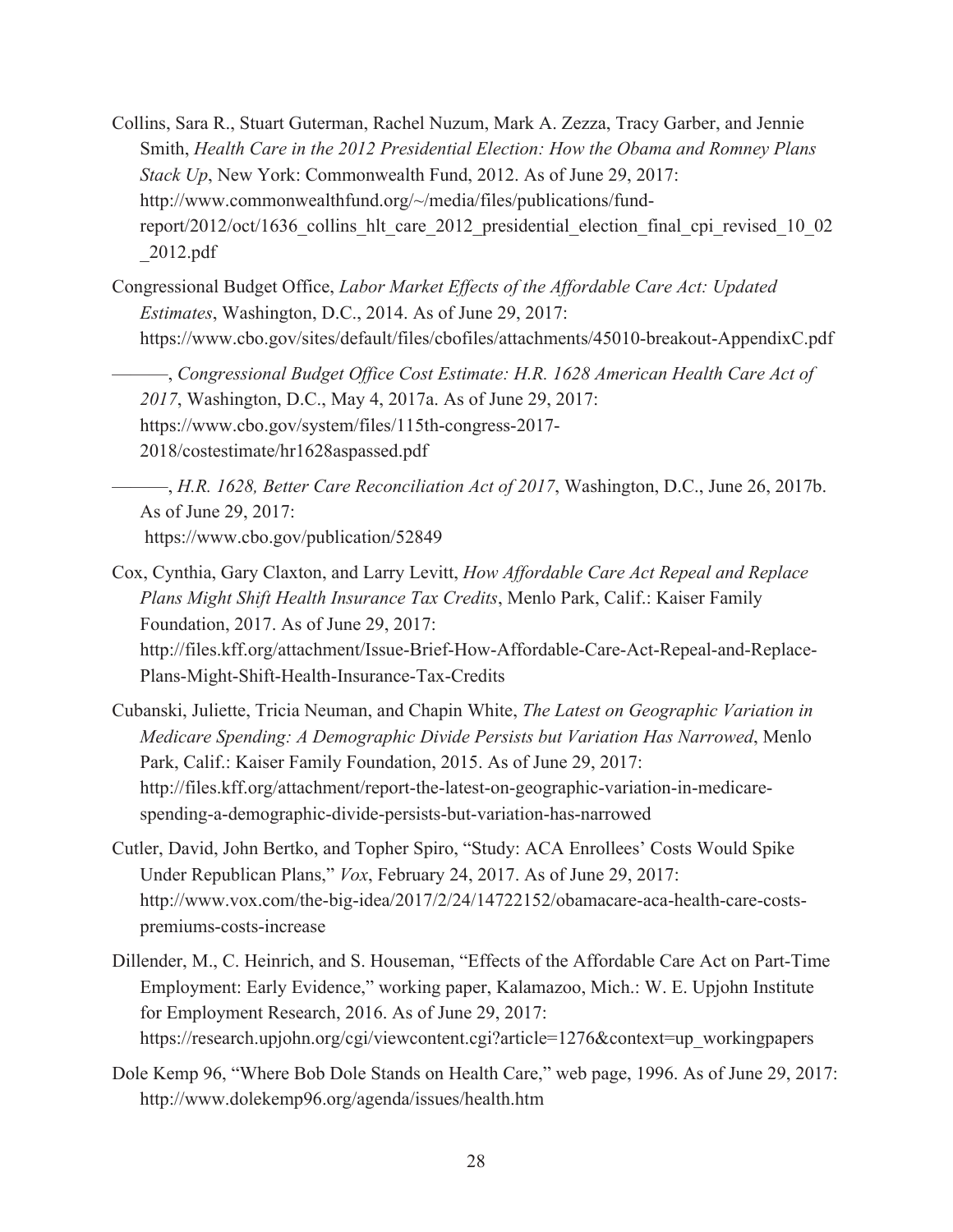Collins, Sara R., Stuart Guterman, Rachel Nuzum, Mark A. Zezza, Tracy Garber, and Jennie Smith, *Health Care in the 2012 Presidential Election: How the Obama and Romney Plans Stack Up*, New York: Commonwealth Fund, 2012. As of June 29, 2017: http://www.commonwealthfund.org/~/media/files/publications/fund-report/2012/oct/1636_collins_hlt_care_2012_presidential_election_final_cpi_revised_10_02_2012.pdf

Congressional Budget Office, *Labor Market Effects of the Affordable Care Act: Updated Estimates*, Washington, D.C., 2014. As of June 29, 2017: https://www.cbo.gov/sites/default/files/cbofiles/attachments/45010-breakout-AppendixC.pdf

———, *Congressional Budget Office Cost Estimate: H.R. 1628 American Health Care Act of 2017*, Washington, D.C., May 4, 2017a. As of June 29, 2017: https://www.cbo.gov/system/files/115th-congress-2017-2018/costestimate/hr1628aspassed.pdf

———, *H.R. 1628, Better Care Reconciliation Act of 2017*, Washington, D.C., June 26, 2017b. As of June 29, 2017: https://www.cbo.gov/publication/52849

Cox, Cynthia, Gary Claxton, and Larry Levitt, *How Affordable Care Act Repeal and Replace Plans Might Shift Health Insurance Tax Credits*, Menlo Park, Calif.: Kaiser Family Foundation, 2017. As of June 29, 2017: http://files.kff.org/attachment/Issue-Brief-How-Affordable-Care-Act-Repeal-and-Replace-Plans-Might-Shift-Health-Insurance-Tax-Credits

Cubanski, Juliette, Tricia Neuman, and Chapin White, *The Latest on Geographic Variation in Medicare Spending: A Demographic Divide Persists but Variation Has Narrowed*, Menlo Park, Calif.: Kaiser Family Foundation, 2015. As of June 29, 2017: http://files.kff.org/attachment/report-the-latest-on-geographic-variation-in-medicare-spending-a-demographic-divide-persists-but-variation-has-narrowed

Cutler, David, John Bertko, and Topher Spiro, "Study: ACA Enrollees' Costs Would Spike Under Republican Plans," *Vox*, February 24, 2017. As of June 29, 2017: http://www.vox.com/the-big-idea/2017/2/24/14722152/obamacare-aca-health-care-costs-premiums-costs-increase

Dillender, M., C. Heinrich, and S. Houseman, "Effects of the Affordable Care Act on Part-Time Employment: Early Evidence," working paper, Kalamazoo, Mich.: W. E. Upjohn Institute for Employment Research, 2016. As of June 29, 2017: https://research.upjohn.org/cgi/viewcontent.cgi?article=1276&context=up_workingpapers

Dole Kemp 96, "Where Bob Dole Stands on Health Care," web page, 1996. As of June 29, 2017: http://www.dolekemp96.org/agenda/issues/health.htm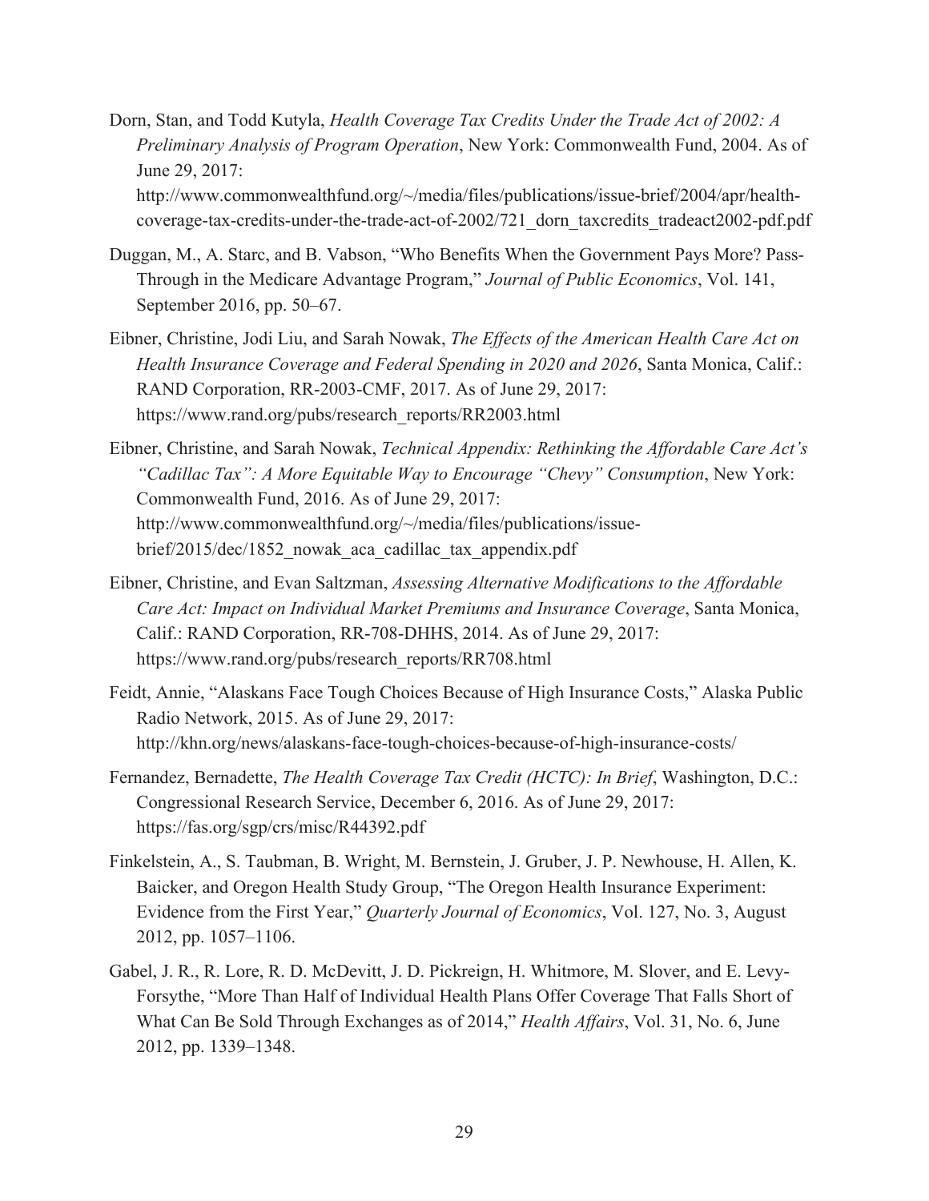Dorn, Stan, and Todd Kutyla, *Health Coverage Tax Credits Under the Trade Act of 2002: A Preliminary Analysis of Program Operation*, New York: Commonwealth Fund, 2004. As of June 29, 2017: http://www.commonwealthfund.org/~/media/files/publications/issue-brief/2004/apr/health-coverage-tax-credits-under-the-trade-act-of-2002/721_dorn_taxcredits_tradeact2002-pdf.pdf

Duggan, M., A. Starc, and B. Vabson, "Who Benefits When the Government Pays More? Pass-Through in the Medicare Advantage Program," *Journal of Public Economics*, Vol. 141, September 2016, pp. 50–67.

Eibner, Christine, Jodi Liu, and Sarah Nowak, *The Effects of the American Health Care Act on Health Insurance Coverage and Federal Spending in 2020 and 2026*, Santa Monica, Calif.: RAND Corporation, RR-2003-CMF, 2017. As of June 29, 2017: https://www.rand.org/pubs/research_reports/RR2003.html

Eibner, Christine, and Sarah Nowak, *Technical Appendix: Rethinking the Affordable Care Act's "Cadillac Tax": A More Equitable Way to Encourage "Chevy" Consumption*, New York: Commonwealth Fund, 2016. As of June 29, 2017: http://www.commonwealthfund.org/~/media/files/publications/issue-brief/2015/dec/1852_nowak_aca_cadillac_tax_appendix.pdf

Eibner, Christine, and Evan Saltzman, *Assessing Alternative Modifications to the Affordable Care Act: Impact on Individual Market Premiums and Insurance Coverage*, Santa Monica, Calif.: RAND Corporation, RR-708-DHHS, 2014. As of June 29, 2017: https://www.rand.org/pubs/research_reports/RR708.html

Feidt, Annie, "Alaskans Face Tough Choices Because of High Insurance Costs," Alaska Public Radio Network, 2015. As of June 29, 2017: http://khn.org/news/alaskans-face-tough-choices-because-of-high-insurance-costs/

Fernandez, Bernadette, *The Health Coverage Tax Credit (HCTC): In Brief*, Washington, D.C.: Congressional Research Service, December 6, 2016. As of June 29, 2017: https://fas.org/sgp/crs/misc/R44392.pdf

Finkelstein, A., S. Taubman, B. Wright, M. Bernstein, J. Gruber, J. P. Newhouse, H. Allen, K. Baicker, and Oregon Health Study Group, "The Oregon Health Insurance Experiment: Evidence from the First Year," *Quarterly Journal of Economics*, Vol. 127, No. 3, August 2012, pp. 1057–1106.

Gabel, J. R., R. Lore, R. D. McDevitt, J. D. Pickreign, H. Whitmore, M. Slover, and E. Levy-Forsythe, "More Than Half of Individual Health Plans Offer Coverage That Falls Short of What Can Be Sold Through Exchanges as of 2014," *Health Affairs*, Vol. 31, No. 6, June 2012, pp. 1339–1348.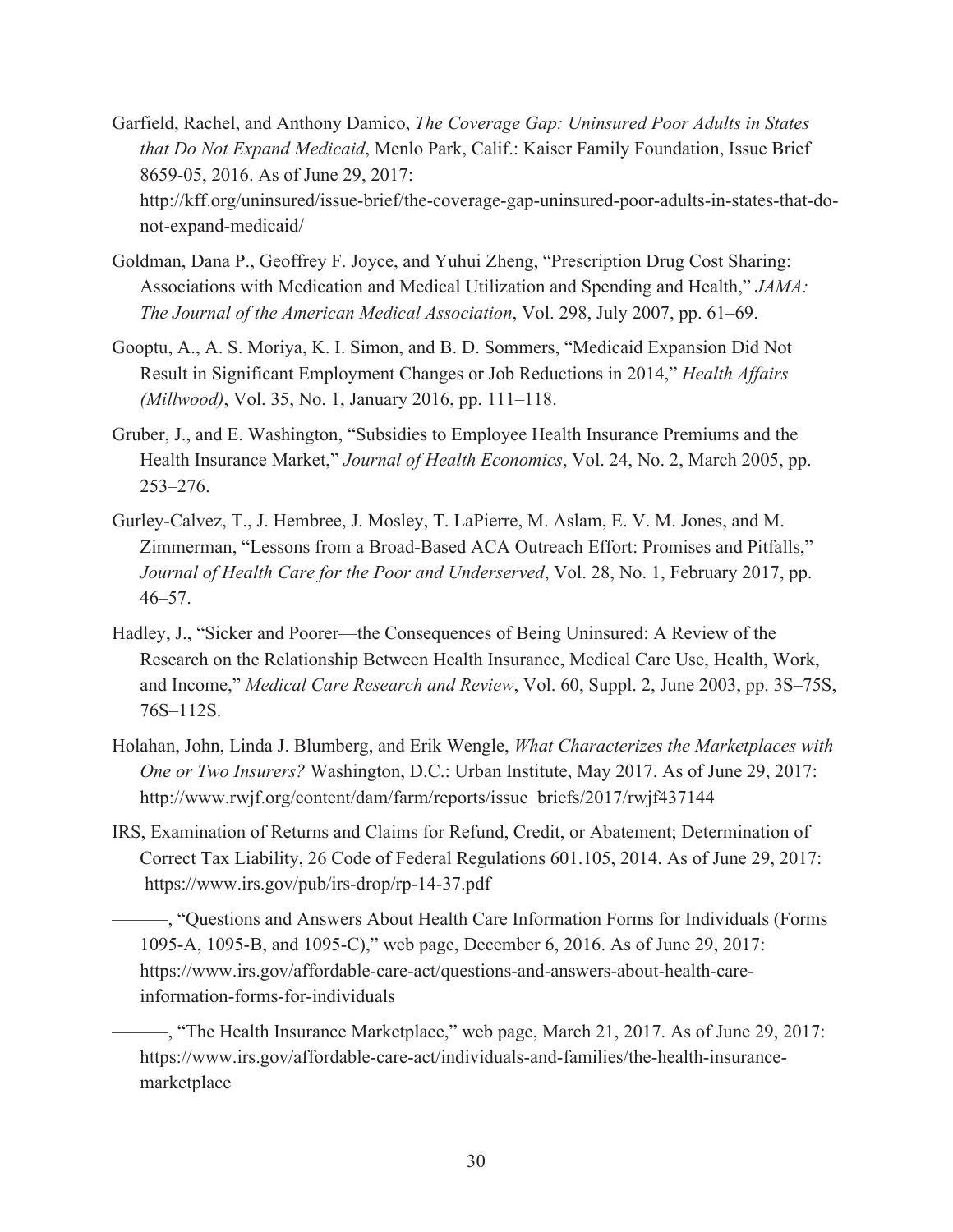Garfield, Rachel, and Anthony Damico, *The Coverage Gap: Uninsured Poor Adults in States that Do Not Expand Medicaid*, Menlo Park, Calif.: Kaiser Family Foundation, Issue Brief 8659-05, 2016. As of June 29, 2017: http://kff.org/uninsured/issue-brief/the-coverage-gap-uninsured-poor-adults-in-states-that-do-not-expand-medicaid/

Goldman, Dana P., Geoffrey F. Joyce, and Yuhui Zheng, "Prescription Drug Cost Sharing: Associations with Medication and Medical Utilization and Spending and Health," *JAMA: The Journal of the American Medical Association*, Vol. 298, July 2007, pp. 61–69.

Gooptu, A., A. S. Moriya, K. I. Simon, and B. D. Sommers, "Medicaid Expansion Did Not Result in Significant Employment Changes or Job Reductions in 2014," *Health Affairs (Millwood)*, Vol. 35, No. 1, January 2016, pp. 111–118.

Gruber, J., and E. Washington, "Subsidies to Employee Health Insurance Premiums and the Health Insurance Market," *Journal of Health Economics*, Vol. 24, No. 2, March 2005, pp. 253–276.

Gurley-Calvez, T., J. Hembree, J. Mosley, T. LaPierre, M. Aslam, E. V. M. Jones, and M. Zimmerman, "Lessons from a Broad-Based ACA Outreach Effort: Promises and Pitfalls," *Journal of Health Care for the Poor and Underserved*, Vol. 28, No. 1, February 2017, pp. 46–57.

Hadley, J., "Sicker and Poorer—the Consequences of Being Uninsured: A Review of the Research on the Relationship Between Health Insurance, Medical Care Use, Health, Work, and Income," *Medical Care Research and Review*, Vol. 60, Suppl. 2, June 2003, pp. 3S–75S, 76S–112S.

Holahan, John, Linda J. Blumberg, and Erik Wengle, *What Characterizes the Marketplaces with One or Two Insurers?* Washington, D.C.: Urban Institute, May 2017. As of June 29, 2017: http://www.rwjf.org/content/dam/farm/reports/issue_briefs/2017/rwjf437144

IRS, Examination of Returns and Claims for Refund, Credit, or Abatement; Determination of Correct Tax Liability, 26 Code of Federal Regulations 601.105, 2014. As of June 29, 2017: https://www.irs.gov/pub/irs-drop/rp-14-37.pdf

———, "Questions and Answers About Health Care Information Forms for Individuals (Forms 1095-A, 1095-B, and 1095-C)," web page, December 6, 2016. As of June 29, 2017: https://www.irs.gov/affordable-care-act/questions-and-answers-about-health-care-information-forms-for-individuals

———, "The Health Insurance Marketplace," web page, March 21, 2017. As of June 29, 2017: https://www.irs.gov/affordable-care-act/individuals-and-families/the-health-insurance-marketplace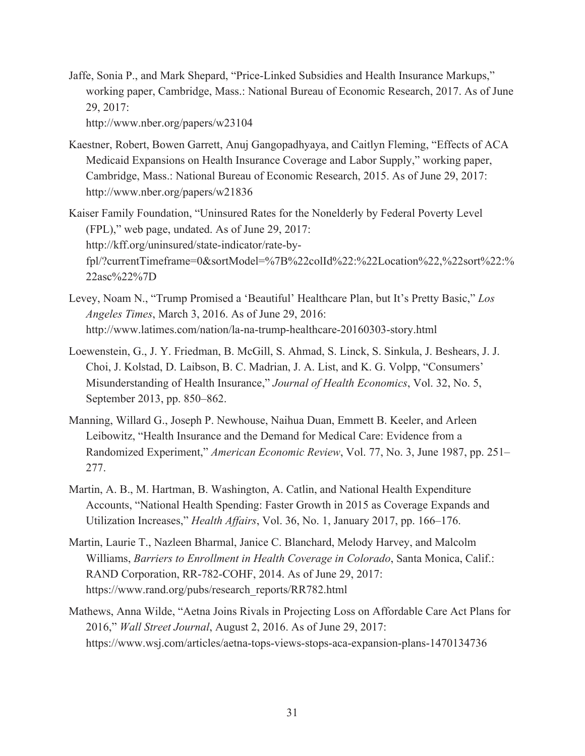Jaffe, Sonia P., and Mark Shepard, "Price-Linked Subsidies and Health Insurance Markups," working paper, Cambridge, Mass.: National Bureau of Economic Research, 2017. As of June 29, 2017:
http://www.nber.org/papers/w23104

Kaestner, Robert, Bowen Garrett, Anuj Gangopadhyaya, and Caitlyn Fleming, "Effects of ACA Medicaid Expansions on Health Insurance Coverage and Labor Supply," working paper, Cambridge, Mass.: National Bureau of Economic Research, 2015. As of June 29, 2017:
http://www.nber.org/papers/w21836

Kaiser Family Foundation, "Uninsured Rates for the Nonelderly by Federal Poverty Level (FPL)," web page, undated. As of June 29, 2017:
http://kff.org/uninsured/state-indicator/rate-by-fpl/?currentTimeframe=0&sortModel=%7B%22colId%22:%22Location%22,%22sort%22:%22asc%22%7D

Levey, Noam N., "Trump Promised a 'Beautiful' Healthcare Plan, but It's Pretty Basic," *Los Angeles Times*, March 3, 2016. As of June 29, 2016:
http://www.latimes.com/nation/la-na-trump-healthcare-20160303-story.html

Loewenstein, G., J. Y. Friedman, B. McGill, S. Ahmad, S. Linck, S. Sinkula, J. Beshears, J. J. Choi, J. Kolstad, D. Laibson, B. C. Madrian, J. A. List, and K. G. Volpp, "Consumers' Misunderstanding of Health Insurance," *Journal of Health Economics*, Vol. 32, No. 5, September 2013, pp. 850–862.

Manning, Willard G., Joseph P. Newhouse, Naihua Duan, Emmett B. Keeler, and Arleen Leibowitz, "Health Insurance and the Demand for Medical Care: Evidence from a Randomized Experiment," *American Economic Review*, Vol. 77, No. 3, June 1987, pp. 251–277.

Martin, A. B., M. Hartman, B. Washington, A. Catlin, and National Health Expenditure Accounts, "National Health Spending: Faster Growth in 2015 as Coverage Expands and Utilization Increases," *Health Affairs*, Vol. 36, No. 1, January 2017, pp. 166–176.

Martin, Laurie T., Nazleen Bharmal, Janice C. Blanchard, Melody Harvey, and Malcolm Williams, *Barriers to Enrollment in Health Coverage in Colorado*, Santa Monica, Calif.: RAND Corporation, RR-782-COHF, 2014. As of June 29, 2017:
https://www.rand.org/pubs/research_reports/RR782.html

Mathews, Anna Wilde, "Aetna Joins Rivals in Projecting Loss on Affordable Care Act Plans for 2016," *Wall Street Journal*, August 2, 2016. As of June 29, 2017:
https://www.wsj.com/articles/aetna-tops-views-stops-aca-expansion-plans-1470134736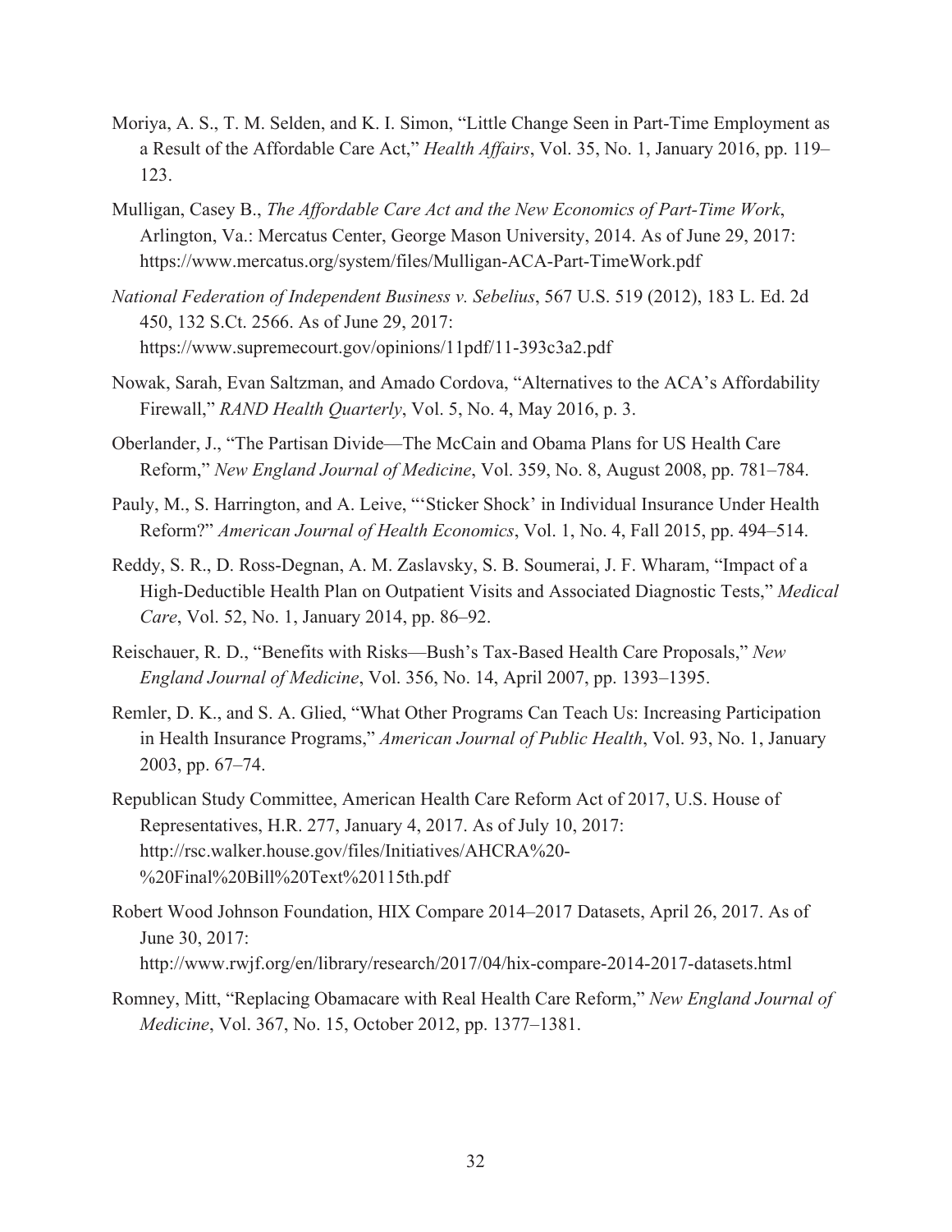Moriya, A. S., T. M. Selden, and K. I. Simon, "Little Change Seen in Part-Time Employment as a Result of the Affordable Care Act," *Health Affairs*, Vol. 35, No. 1, January 2016, pp. 119–123.

Mulligan, Casey B., *The Affordable Care Act and the New Economics of Part-Time Work*, Arlington, Va.: Mercatus Center, George Mason University, 2014. As of June 29, 2017: https://www.mercatus.org/system/files/Mulligan-ACA-Part-TimeWork.pdf

*National Federation of Independent Business v. Sebelius*, 567 U.S. 519 (2012), 183 L. Ed. 2d 450, 132 S.Ct. 2566. As of June 29, 2017: https://www.supremecourt.gov/opinions/11pdf/11-393c3a2.pdf

Nowak, Sarah, Evan Saltzman, and Amado Cordova, "Alternatives to the ACA's Affordability Firewall," *RAND Health Quarterly*, Vol. 5, No. 4, May 2016, p. 3.

Oberlander, J., "The Partisan Divide—The McCain and Obama Plans for US Health Care Reform," *New England Journal of Medicine*, Vol. 359, No. 8, August 2008, pp. 781–784.

Pauly, M., S. Harrington, and A. Leive, "'Sticker Shock' in Individual Insurance Under Health Reform?" *American Journal of Health Economics*, Vol. 1, No. 4, Fall 2015, pp. 494–514.

Reddy, S. R., D. Ross-Degnan, A. M. Zaslavsky, S. B. Soumerai, J. F. Wharam, "Impact of a High-Deductible Health Plan on Outpatient Visits and Associated Diagnostic Tests," *Medical Care*, Vol. 52, No. 1, January 2014, pp. 86–92.

Reischauer, R. D., "Benefits with Risks—Bush's Tax-Based Health Care Proposals," *New England Journal of Medicine*, Vol. 356, No. 14, April 2007, pp. 1393–1395.

Remler, D. K., and S. A. Glied, "What Other Programs Can Teach Us: Increasing Participation in Health Insurance Programs," *American Journal of Public Health*, Vol. 93, No. 1, January 2003, pp. 67–74.

Republican Study Committee, American Health Care Reform Act of 2017, U.S. House of Representatives, H.R. 277, January 4, 2017. As of July 10, 2017: http://rsc.walker.house.gov/files/Initiatives/AHCRA%20-%20Final%20Bill%20Text%20115th.pdf

Robert Wood Johnson Foundation, HIX Compare 2014–2017 Datasets, April 26, 2017. As of June 30, 2017: http://www.rwjf.org/en/library/research/2017/04/hix-compare-2014-2017-datasets.html

Romney, Mitt, "Replacing Obamacare with Real Health Care Reform," *New England Journal of Medicine*, Vol. 367, No. 15, October 2012, pp. 1377–1381.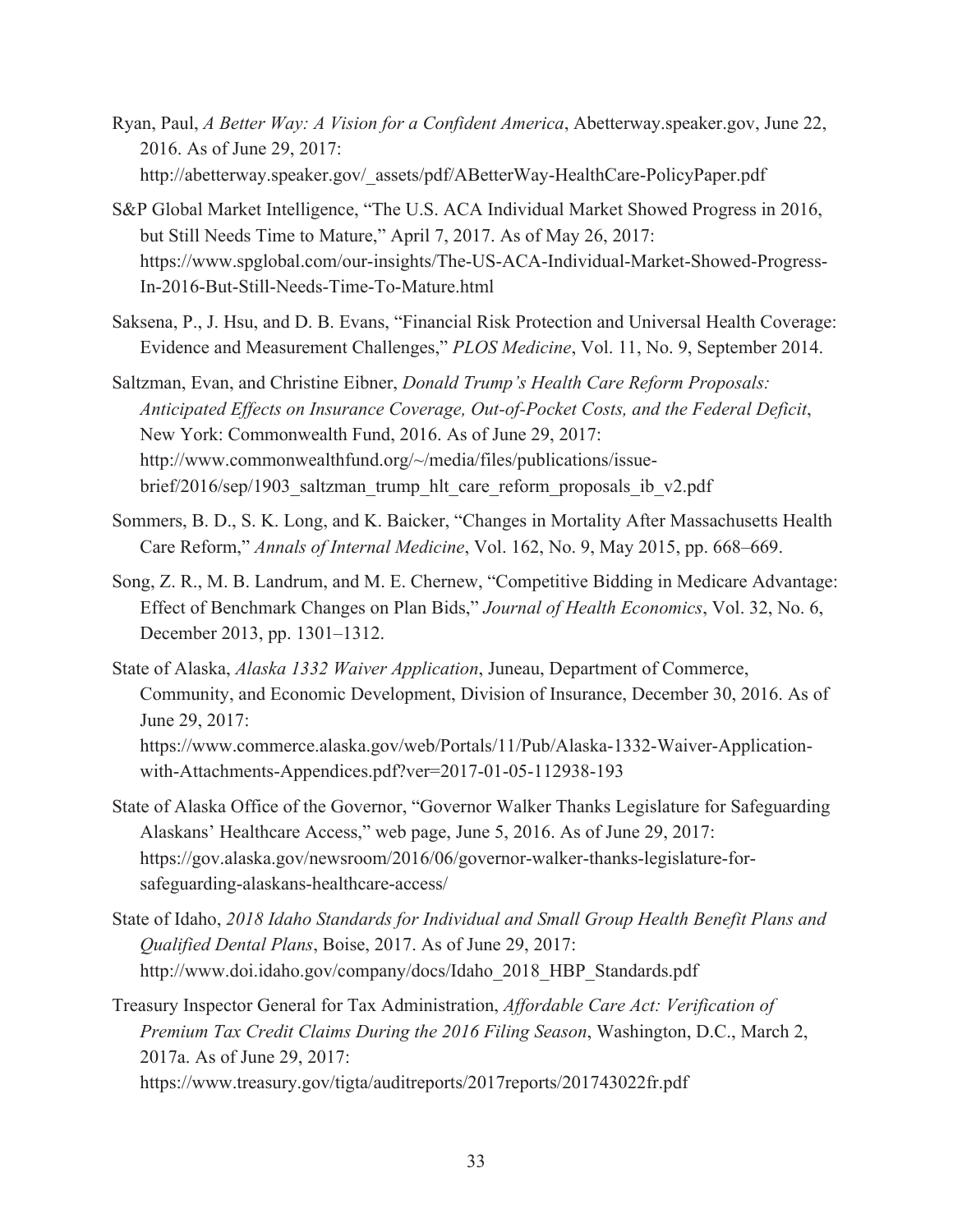Ryan, Paul, *A Better Way: A Vision for a Confident America*, Abetterway.speaker.gov, June 22, 2016. As of June 29, 2017: http://abetterway.speaker.gov/_assets/pdf/ABetterWay-HealthCare-PolicyPaper.pdf

S&P Global Market Intelligence, "The U.S. ACA Individual Market Showed Progress in 2016, but Still Needs Time to Mature," April 7, 2017. As of May 26, 2017: https://www.spglobal.com/our-insights/The-US-ACA-Individual-Market-Showed-Progress-In-2016-But-Still-Needs-Time-To-Mature.html

Saksena, P., J. Hsu, and D. B. Evans, "Financial Risk Protection and Universal Health Coverage: Evidence and Measurement Challenges," *PLOS Medicine*, Vol. 11, No. 9, September 2014.

Saltzman, Evan, and Christine Eibner, *Donald Trump's Health Care Reform Proposals: Anticipated Effects on Insurance Coverage, Out-of-Pocket Costs, and the Federal Deficit*, New York: Commonwealth Fund, 2016. As of June 29, 2017: http://www.commonwealthfund.org/~/media/files/publications/issue-brief/2016/sep/1903_saltzman_trump_hlt_care_reform_proposals_ib_v2.pdf

Sommers, B. D., S. K. Long, and K. Baicker, "Changes in Mortality After Massachusetts Health Care Reform," *Annals of Internal Medicine*, Vol. 162, No. 9, May 2015, pp. 668–669.

Song, Z. R., M. B. Landrum, and M. E. Chernew, "Competitive Bidding in Medicare Advantage: Effect of Benchmark Changes on Plan Bids," *Journal of Health Economics*, Vol. 32, No. 6, December 2013, pp. 1301–1312.

State of Alaska, *Alaska 1332 Waiver Application*, Juneau, Department of Commerce, Community, and Economic Development, Division of Insurance, December 30, 2016. As of June 29, 2017: https://www.commerce.alaska.gov/web/Portals/11/Pub/Alaska-1332-Waiver-Application-with-Attachments-Appendices.pdf?ver=2017-01-05-112938-193

State of Alaska Office of the Governor, "Governor Walker Thanks Legislature for Safeguarding Alaskans' Healthcare Access," web page, June 5, 2016. As of June 29, 2017: https://gov.alaska.gov/newsroom/2016/06/governor-walker-thanks-legislature-for-safeguarding-alaskans-healthcare-access/

State of Idaho, *2018 Idaho Standards for Individual and Small Group Health Benefit Plans and Qualified Dental Plans*, Boise, 2017. As of June 29, 2017: http://www.doi.idaho.gov/company/docs/Idaho_2018_HBP_Standards.pdf

Treasury Inspector General for Tax Administration, *Affordable Care Act: Verification of Premium Tax Credit Claims During the 2016 Filing Season*, Washington, D.C., March 2, 2017a. As of June 29, 2017: https://www.treasury.gov/tigta/auditreports/2017reports/201743022fr.pdf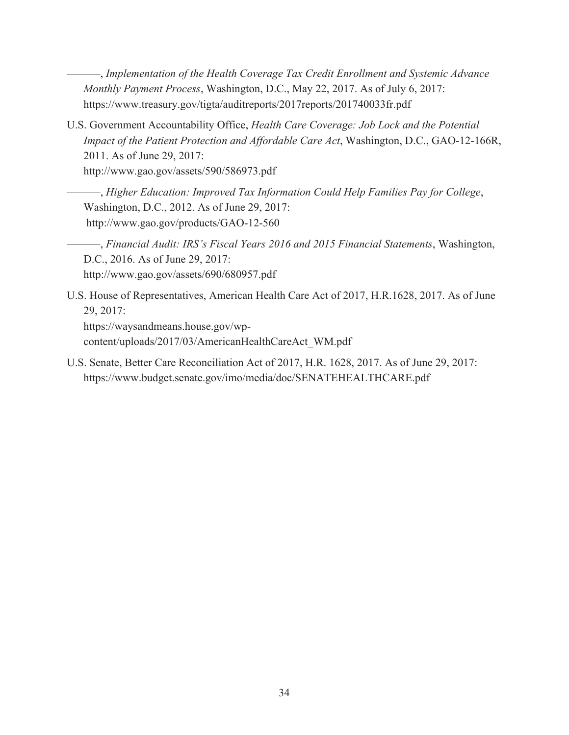———, *Implementation of the Health Coverage Tax Credit Enrollment and Systemic Advance Monthly Payment Process*, Washington, D.C., May 22, 2017. As of July 6, 2017: https://www.treasury.gov/tigta/auditreports/2017reports/201740033fr.pdf

U.S. Government Accountability Office, *Health Care Coverage: Job Lock and the Potential Impact of the Patient Protection and Affordable Care Act*, Washington, D.C., GAO-12-166R, 2011. As of June 29, 2017: http://www.gao.gov/assets/590/586973.pdf

———, *Higher Education: Improved Tax Information Could Help Families Pay for College*, Washington, D.C., 2012. As of June 29, 2017: http://www.gao.gov/products/GAO-12-560

———, *Financial Audit: IRS's Fiscal Years 2016 and 2015 Financial Statements*, Washington, D.C., 2016. As of June 29, 2017: http://www.gao.gov/assets/690/680957.pdf

U.S. House of Representatives, American Health Care Act of 2017, H.R.1628, 2017. As of June 29, 2017: https://waysandmeans.house.gov/wp-content/uploads/2017/03/AmericanHealthCareAct_WM.pdf

U.S. Senate, Better Care Reconciliation Act of 2017, H.R. 1628, 2017. As of June 29, 2017: https://www.budget.senate.gov/imo/media/doc/SENATEHEALTHCARE.pdf